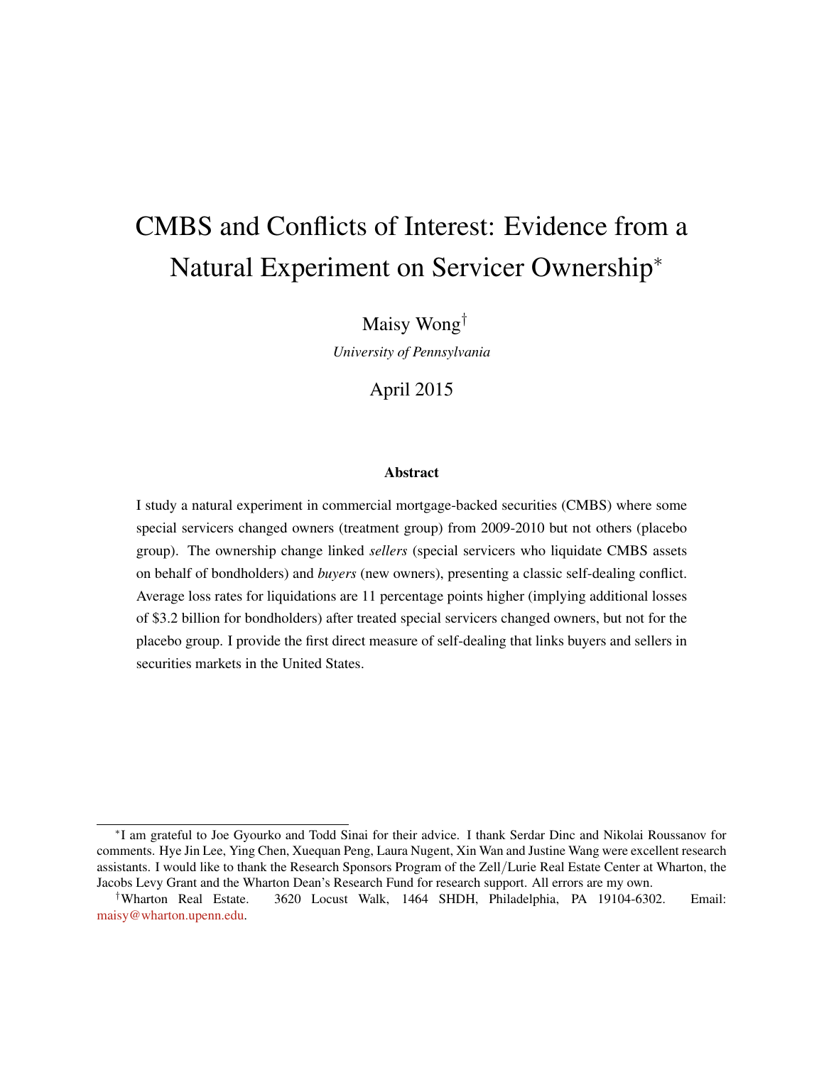# CMBS and Conflicts of Interest: Evidence from a Natural Experiment on Servicer Ownership[*]

Maisy Wong[†]

*University of Pennsylvania*

April 2015

## Abstract

I study a natural experiment in commercial mortgage-backed securities (CMBS) where some special servicers changed owners (treatment group) from 2009-2010 but not others (placebo group). The ownership change linked *sellers* (special servicers who liquidate CMBS assets on behalf of bondholders) and *buyers* (new owners), presenting a classic self-dealing conflict. Average loss rates for liquidations are 11 percentage points higher (implying additional losses of $3.2 billion for bondholders) after treated special servicers changed owners, but not for the placebo group. I provide the first direct measure of self-dealing that links buyers and sellers in securities markets in the United States.

---

[*] I am grateful to Joe Gyourko and Todd Sinai for their advice. I thank Serdar Dinc and Nikolai Roussanov for comments. Hye Jin Lee, Ying Chen, Xuequan Peng, Laura Nugent, Xin Wan and Justine Wang were excellent research assistants. I would like to thank the Research Sponsors Program of the Zell/Lurie Real Estate Center at Wharton, the Jacobs Levy Grant and the Wharton Dean's Research Fund for research support. All errors are my own.

[†] Wharton Real Estate. 3620 Locust Walk, 1464 SHDH, Philadelphia, PA 19104-6302. Email: maisy@wharton.upenn.edu.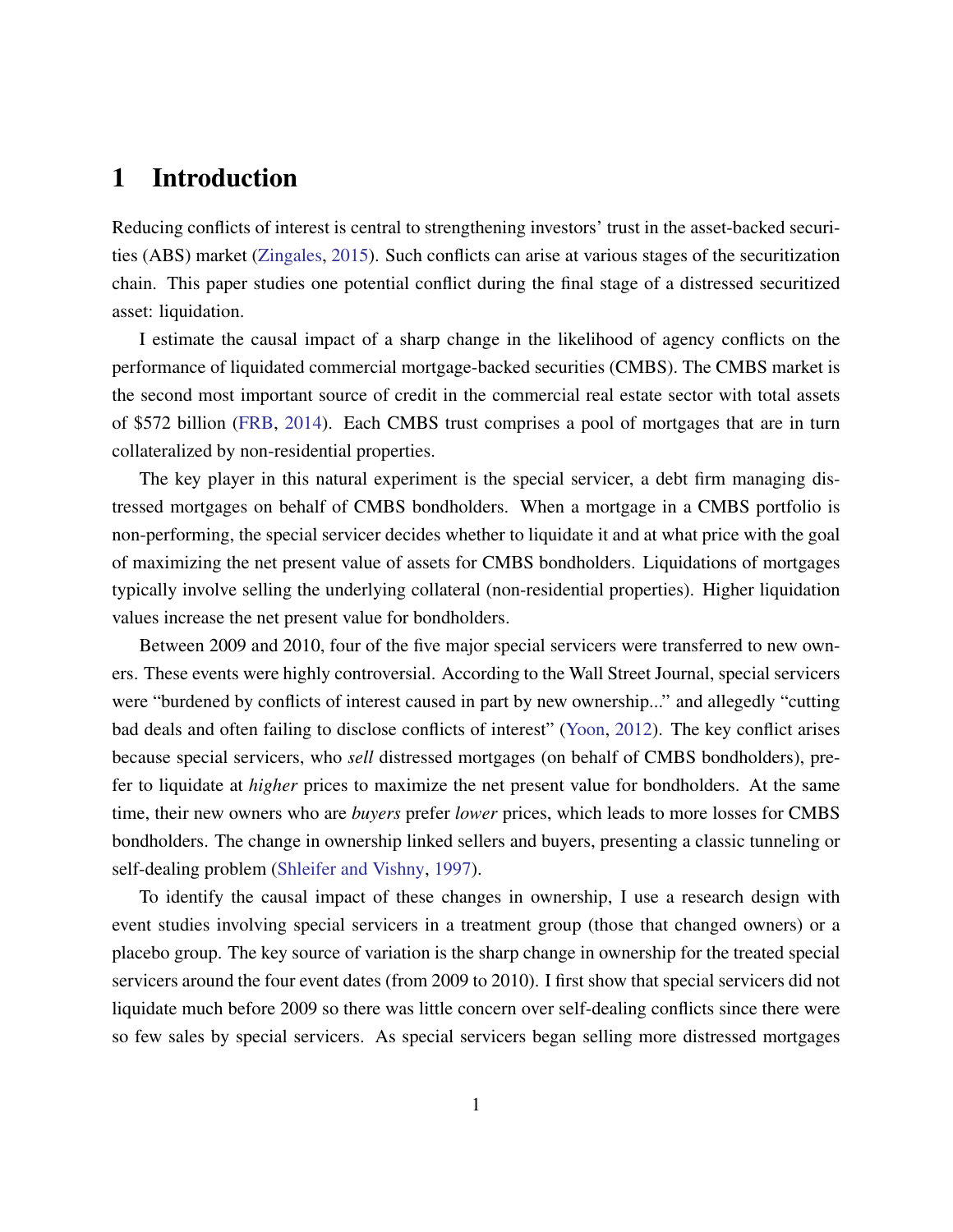# 1 Introduction

Reducing conflicts of interest is central to strengthening investors' trust in the asset-backed securities (ABS) market (Zingales, 2015). Such conflicts can arise at various stages of the securitization chain. This paper studies one potential conflict during the final stage of a distressed securitized asset: liquidation.

I estimate the causal impact of a sharp change in the likelihood of agency conflicts on the performance of liquidated commercial mortgage-backed securities (CMBS). The CMBS market is the second most important source of credit in the commercial real estate sector with total assets of $572 billion (FRB, 2014). Each CMBS trust comprises a pool of mortgages that are in turn collateralized by non-residential properties.

The key player in this natural experiment is the special servicer, a debt firm managing distressed mortgages on behalf of CMBS bondholders. When a mortgage in a CMBS portfolio is non-performing, the special servicer decides whether to liquidate it and at what price with the goal of maximizing the net present value of assets for CMBS bondholders. Liquidations of mortgages typically involve selling the underlying collateral (non-residential properties). Higher liquidation values increase the net present value for bondholders.

Between 2009 and 2010, four of the five major special servicers were transferred to new owners. These events were highly controversial. According to the Wall Street Journal, special servicers were "burdened by conflicts of interest caused in part by new ownership..." and allegedly "cutting bad deals and often failing to disclose conflicts of interest" (Yoon, 2012). The key conflict arises because special servicers, who *sell* distressed mortgages (on behalf of CMBS bondholders), prefer to liquidate at *higher* prices to maximize the net present value for bondholders. At the same time, their new owners who are *buyers* prefer *lower* prices, which leads to more losses for CMBS bondholders. The change in ownership linked sellers and buyers, presenting a classic tunneling or self-dealing problem (Shleifer and Vishny, 1997).

To identify the causal impact of these changes in ownership, I use a research design with event studies involving special servicers in a treatment group (those that changed owners) or a placebo group. The key source of variation is the sharp change in ownership for the treated special servicers around the four event dates (from 2009 to 2010). I first show that special servicers did not liquidate much before 2009 so there was little concern over self-dealing conflicts since there were so few sales by special servicers. As special servicers began selling more distressed mortgages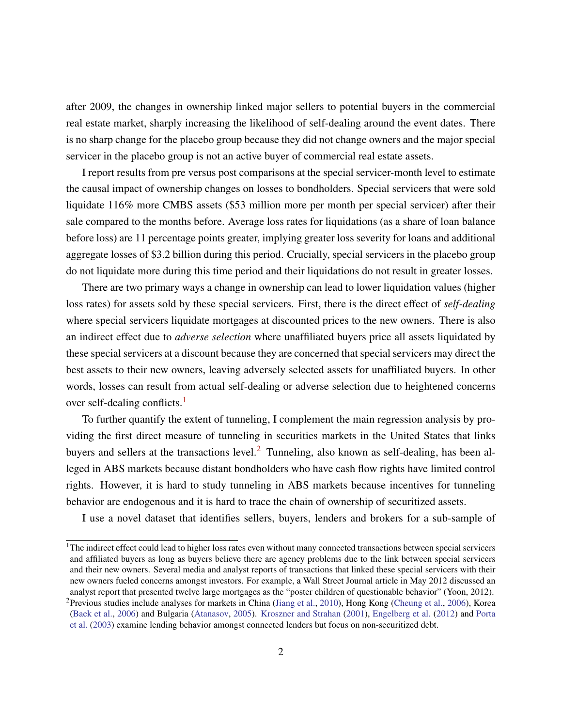after 2009, the changes in ownership linked major sellers to potential buyers in the commercial real estate market, sharply increasing the likelihood of self-dealing around the event dates. There is no sharp change for the placebo group because they did not change owners and the major special servicer in the placebo group is not an active buyer of commercial real estate assets.

I report results from pre versus post comparisons at the special servicer-month level to estimate the causal impact of ownership changes on losses to bondholders. Special servicers that were sold liquidate 116% more CMBS assets ($53 million more per month per special servicer) after their sale compared to the months before. Average loss rates for liquidations (as a share of loan balance before loss) are 11 percentage points greater, implying greater loss severity for loans and additional aggregate losses of $3.2 billion during this period. Crucially, special servicers in the placebo group do not liquidate more during this time period and their liquidations do not result in greater losses.

There are two primary ways a change in ownership can lead to lower liquidation values (higher loss rates) for assets sold by these special servicers. First, there is the direct effect of *self-dealing* where special servicers liquidate mortgages at discounted prices to the new owners. There is also an indirect effect due to *adverse selection* where unaffiliated buyers price all assets liquidated by these special servicers at a discount because they are concerned that special servicers may direct the best assets to their new owners, leaving adversely selected assets for unaffiliated buyers. In other words, losses can result from actual self-dealing or adverse selection due to heightened concerns over self-dealing conflicts.[1]

To further quantify the extent of tunneling, I complement the main regression analysis by providing the first direct measure of tunneling in securities markets in the United States that links buyers and sellers at the transactions level.[2] Tunneling, also known as self-dealing, has been alleged in ABS markets because distant bondholders who have cash flow rights have limited control rights. However, it is hard to study tunneling in ABS markets because incentives for tunneling behavior are endogenous and it is hard to trace the chain of ownership of securitized assets.

I use a novel dataset that identifies sellers, buyers, lenders and brokers for a sub-sample of

---

[1] The indirect effect could lead to higher loss rates even without many connected transactions between special servicers and affiliated buyers as long as buyers believe there are agency problems due to the link between special servicers and their new owners. Several media and analyst reports of transactions that linked these special servicers with their new owners fueled concerns amongst investors. For example, a Wall Street Journal article in May 2012 discussed an analyst report that presented twelve large mortgages as the "poster children of questionable behavior" (Yoon, 2012).

[2] Previous studies include analyses for markets in China (Jiang et al., 2010), Hong Kong (Cheung et al., 2006), Korea (Baek et al., 2006) and Bulgaria (Atanasov, 2005). Kroszner and Strahan (2001), Engelberg et al. (2012) and Porta et al. (2003) examine lending behavior amongst connected lenders but focus on non-securitized debt.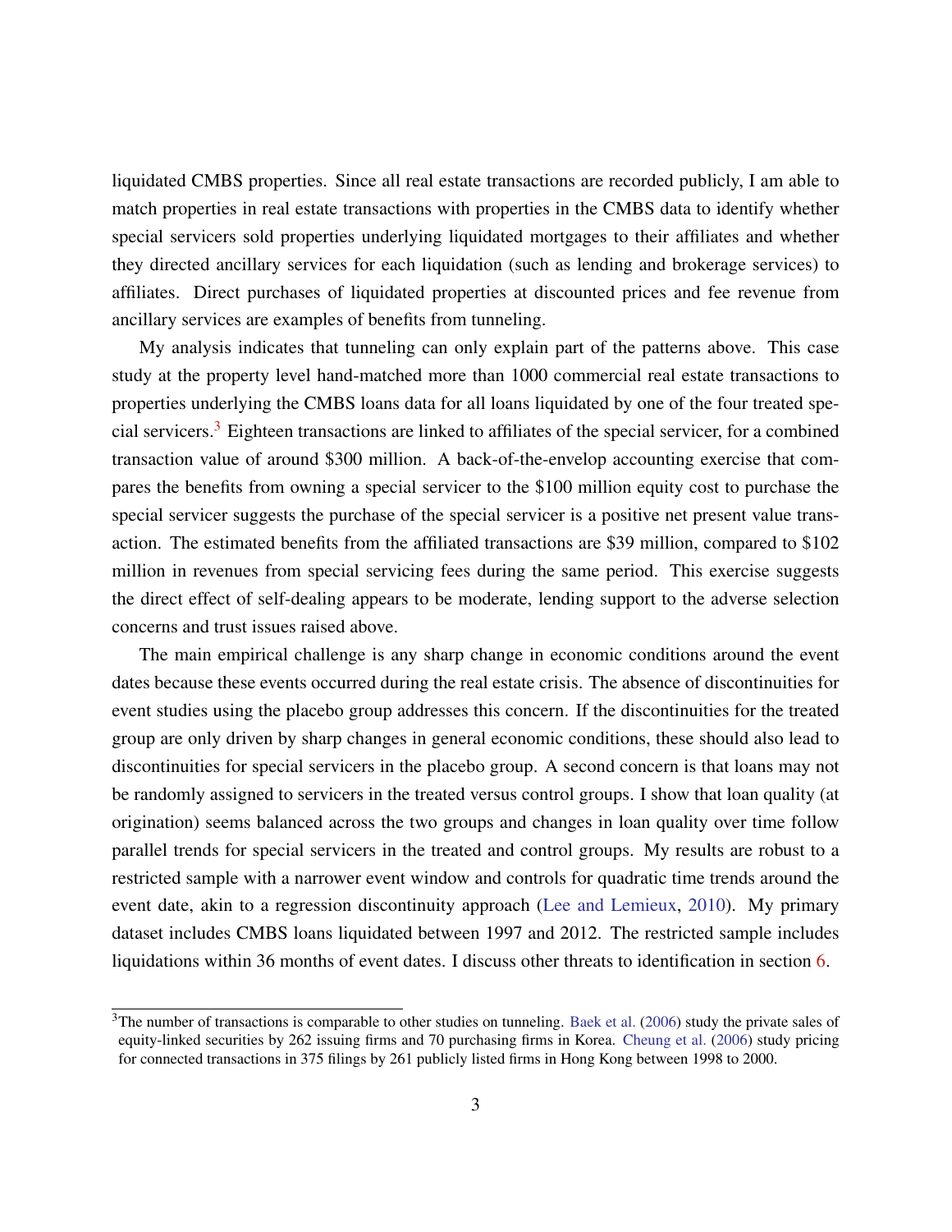liquidated CMBS properties. Since all real estate transactions are recorded publicly, I am able to match properties in real estate transactions with properties in the CMBS data to identify whether special servicers sold properties underlying liquidated mortgages to their affiliates and whether they directed ancillary services for each liquidation (such as lending and brokerage services) to affiliates. Direct purchases of liquidated properties at discounted prices and fee revenue from ancillary services are examples of benefits from tunneling.

My analysis indicates that tunneling can only explain part of the patterns above. This case study at the property level hand-matched more than 1000 commercial real estate transactions to properties underlying the CMBS loans data for all loans liquidated by one of the four treated special servicers.[3] Eighteen transactions are linked to affiliates of the special servicer, for a combined transaction value of around \$300 million. A back-of-the-envelop accounting exercise that compares the benefits from owning a special servicer to the \$100 million equity cost to purchase the special servicer suggests the purchase of the special servicer is a positive net present value transaction. The estimated benefits from the affiliated transactions are \$39 million, compared to \$102 million in revenues from special servicing fees during the same period. This exercise suggests the direct effect of self-dealing appears to be moderate, lending support to the adverse selection concerns and trust issues raised above.

The main empirical challenge is any sharp change in economic conditions around the event dates because these events occurred during the real estate crisis. The absence of discontinuities for event studies using the placebo group addresses this concern. If the discontinuities for the treated group are only driven by sharp changes in general economic conditions, these should also lead to discontinuities for special servicers in the placebo group. A second concern is that loans may not be randomly assigned to servicers in the treated versus control groups. I show that loan quality (at origination) seems balanced across the two groups and changes in loan quality over time follow parallel trends for special servicers in the treated and control groups. My results are robust to a restricted sample with a narrower event window and controls for quadratic time trends around the event date, akin to a regression discontinuity approach (Lee and Lemieux, 2010). My primary dataset includes CMBS loans liquidated between 1997 and 2012. The restricted sample includes liquidations within 36 months of event dates. I discuss other threats to identification in section 6.

[3] The number of transactions is comparable to other studies on tunneling. Baek et al. (2006) study the private sales of equity-linked securities by 262 issuing firms and 70 purchasing firms in Korea. Cheung et al. (2006) study pricing for connected transactions in 375 filings by 261 publicly listed firms in Hong Kong between 1998 to 2000.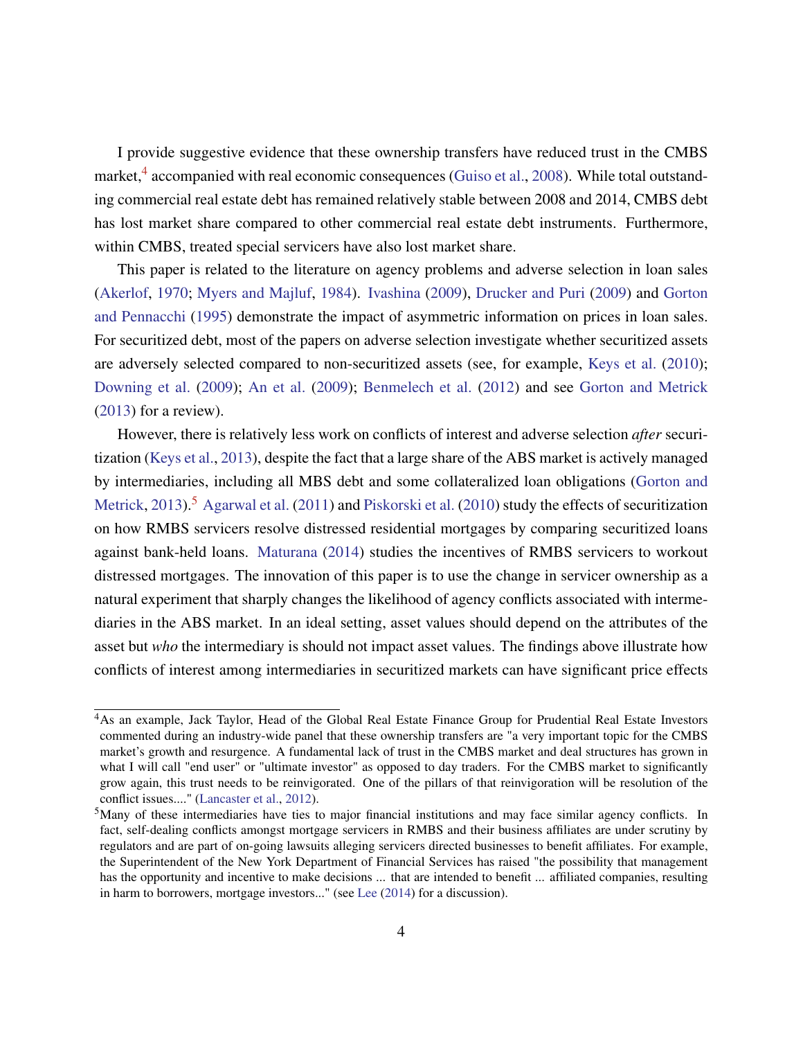I provide suggestive evidence that these ownership transfers have reduced trust in the CMBS market,[4] accompanied with real economic consequences (Guiso et al., 2008). While total outstanding commercial real estate debt has remained relatively stable between 2008 and 2014, CMBS debt has lost market share compared to other commercial real estate debt instruments. Furthermore, within CMBS, treated special servicers have also lost market share.

This paper is related to the literature on agency problems and adverse selection in loan sales (Akerlof, 1970; Myers and Majluf, 1984). Ivashina (2009), Drucker and Puri (2009) and Gorton and Pennacchi (1995) demonstrate the impact of asymmetric information on prices in loan sales. For securitized debt, most of the papers on adverse selection investigate whether securitized assets are adversely selected compared to non-securitized assets (see, for example, Keys et al. (2010); Downing et al. (2009); An et al. (2009); Benmelech et al. (2012) and see Gorton and Metrick (2013) for a review).

However, there is relatively less work on conflicts of interest and adverse selection *after* securitization (Keys et al., 2013), despite the fact that a large share of the ABS market is actively managed by intermediaries, including all MBS debt and some collateralized loan obligations (Gorton and Metrick, 2013).[5] Agarwal et al. (2011) and Piskorski et al. (2010) study the effects of securitization on how RMBS servicers resolve distressed residential mortgages by comparing securitized loans against bank-held loans. Maturana (2014) studies the incentives of RMBS servicers to workout distressed mortgages. The innovation of this paper is to use the change in servicer ownership as a natural experiment that sharply changes the likelihood of agency conflicts associated with intermediaries in the ABS market. In an ideal setting, asset values should depend on the attributes of the asset but *who* the intermediary is should not impact asset values. The findings above illustrate how conflicts of interest among intermediaries in securitized markets can have significant price effects

[4] As an example, Jack Taylor, Head of the Global Real Estate Finance Group for Prudential Real Estate Investors commented during an industry-wide panel that these ownership transfers are "a very important topic for the CMBS market's growth and resurgence. A fundamental lack of trust in the CMBS market and deal structures has grown in what I will call "end user" or "ultimate investor" as opposed to day traders. For the CMBS market to significantly grow again, this trust needs to be reinvigorated. One of the pillars of that reinvigoration will be resolution of the conflict issues...." (Lancaster et al., 2012).

[5] Many of these intermediaries have ties to major financial institutions and may face similar agency conflicts. In fact, self-dealing conflicts amongst mortgage servicers in RMBS and their business affiliates are under scrutiny by regulators and are part of on-going lawsuits alleging servicers directed businesses to benefit affiliates. For example, the Superintendent of the New York Department of Financial Services has raised "the possibility that management has the opportunity and incentive to make decisions ... that are intended to benefit ... affiliated companies, resulting in harm to borrowers, mortgage investors..." (see Lee (2014) for a discussion).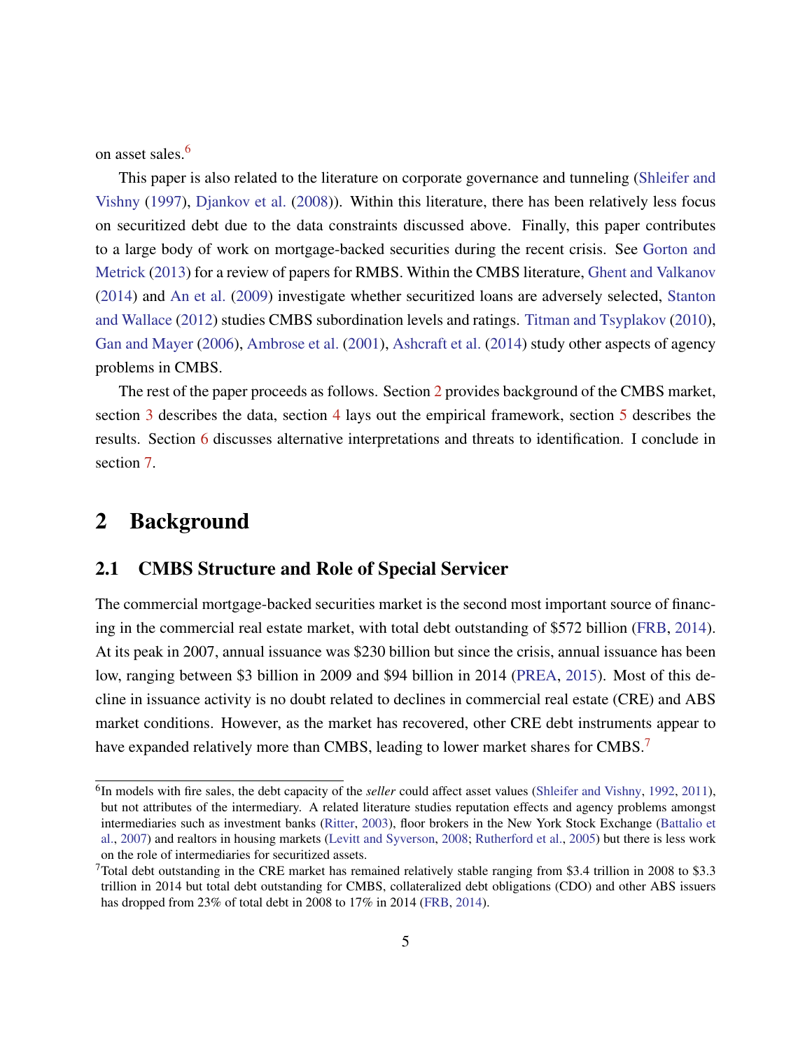on asset sales.[6]

This paper is also related to the literature on corporate governance and tunneling (Shleifer and Vishny (1997), Djankov et al. (2008)). Within this literature, there has been relatively less focus on securitized debt due to the data constraints discussed above. Finally, this paper contributes to a large body of work on mortgage-backed securities during the recent crisis. See Gorton and Metrick (2013) for a review of papers for RMBS. Within the CMBS literature, Ghent and Valkanov (2014) and An et al. (2009) investigate whether securitized loans are adversely selected, Stanton and Wallace (2012) studies CMBS subordination levels and ratings. Titman and Tsyplakov (2010), Gan and Mayer (2006), Ambrose et al. (2001), Ashcraft et al. (2014) study other aspects of agency problems in CMBS.

The rest of the paper proceeds as follows. Section 2 provides background of the CMBS market, section 3 describes the data, section 4 lays out the empirical framework, section 5 describes the results. Section 6 discusses alternative interpretations and threats to identification. I conclude in section 7.

# 2 Background

## 2.1 CMBS Structure and Role of Special Servicer

The commercial mortgage-backed securities market is the second most important source of financing in the commercial real estate market, with total debt outstanding of $572 billion (FRB, 2014). At its peak in 2007, annual issuance was $230 billion but since the crisis, annual issuance has been low, ranging between $3 billion in 2009 and $94 billion in 2014 (PREA, 2015). Most of this decline in issuance activity is no doubt related to declines in commercial real estate (CRE) and ABS market conditions. However, as the market has recovered, other CRE debt instruments appear to have expanded relatively more than CMBS, leading to lower market shares for CMBS.[7]

[6] In models with fire sales, the debt capacity of the *seller* could affect asset values (Shleifer and Vishny, 1992, 2011), but not attributes of the intermediary. A related literature studies reputation effects and agency problems amongst intermediaries such as investment banks (Ritter, 2003), floor brokers in the New York Stock Exchange (Battalio et al., 2007) and realtors in housing markets (Levitt and Syverson, 2008; Rutherford et al., 2005) but there is less work on the role of intermediaries for securitized assets.

[7] Total debt outstanding in the CRE market has remained relatively stable ranging from $3.4 trillion in 2008 to $3.3 trillion in 2014 but total debt outstanding for CMBS, collateralized debt obligations (CDO) and other ABS issuers has dropped from 23% of total debt in 2008 to 17% in 2014 (FRB, 2014).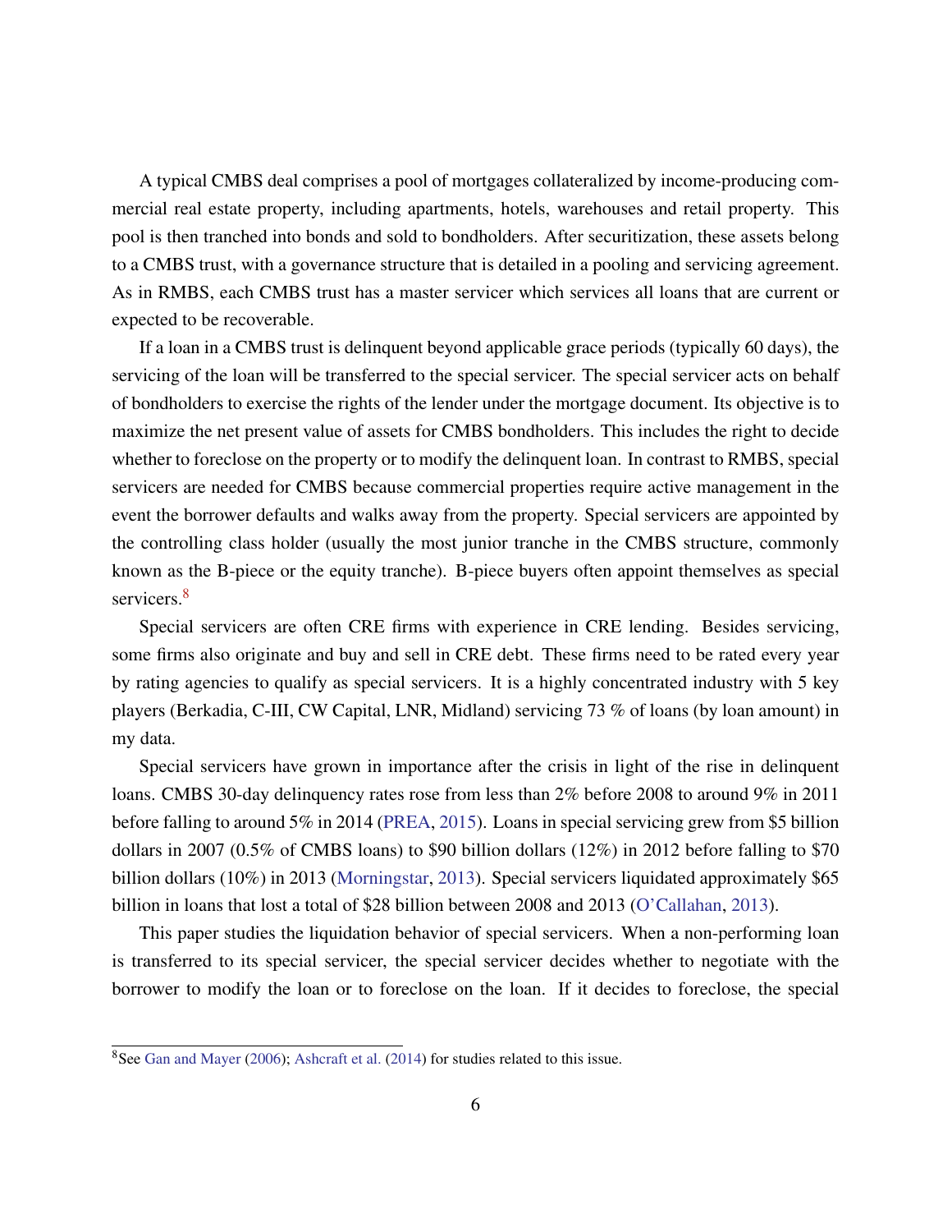A typical CMBS deal comprises a pool of mortgages collateralized by income-producing commercial real estate property, including apartments, hotels, warehouses and retail property. This pool is then tranched into bonds and sold to bondholders. After securitization, these assets belong to a CMBS trust, with a governance structure that is detailed in a pooling and servicing agreement. As in RMBS, each CMBS trust has a master servicer which services all loans that are current or expected to be recoverable.

If a loan in a CMBS trust is delinquent beyond applicable grace periods (typically 60 days), the servicing of the loan will be transferred to the special servicer. The special servicer acts on behalf of bondholders to exercise the rights of the lender under the mortgage document. Its objective is to maximize the net present value of assets for CMBS bondholders. This includes the right to decide whether to foreclose on the property or to modify the delinquent loan. In contrast to RMBS, special servicers are needed for CMBS because commercial properties require active management in the event the borrower defaults and walks away from the property. Special servicers are appointed by the controlling class holder (usually the most junior tranche in the CMBS structure, commonly known as the B-piece or the equity tranche). B-piece buyers often appoint themselves as special servicers.[8]

Special servicers are often CRE firms with experience in CRE lending. Besides servicing, some firms also originate and buy and sell in CRE debt. These firms need to be rated every year by rating agencies to qualify as special servicers. It is a highly concentrated industry with 5 key players (Berkadia, C-III, CW Capital, LNR, Midland) servicing 73 % of loans (by loan amount) in my data.

Special servicers have grown in importance after the crisis in light of the rise in delinquent loans. CMBS 30-day delinquency rates rose from less than 2% before 2008 to around 9% in 2011 before falling to around 5% in 2014 (PREA, 2015). Loans in special servicing grew from $5 billion dollars in 2007 (0.5% of CMBS loans) to $90 billion dollars (12%) in 2012 before falling to $70 billion dollars (10%) in 2013 (Morningstar, 2013). Special servicers liquidated approximately $65 billion in loans that lost a total of $28 billion between 2008 and 2013 (O'Callahan, 2013).

This paper studies the liquidation behavior of special servicers. When a non-performing loan is transferred to its special servicer, the special servicer decides whether to negotiate with the borrower to modify the loan or to foreclose on the loan. If it decides to foreclose, the special

[8] See Gan and Mayer (2006); Ashcraft et al. (2014) for studies related to this issue.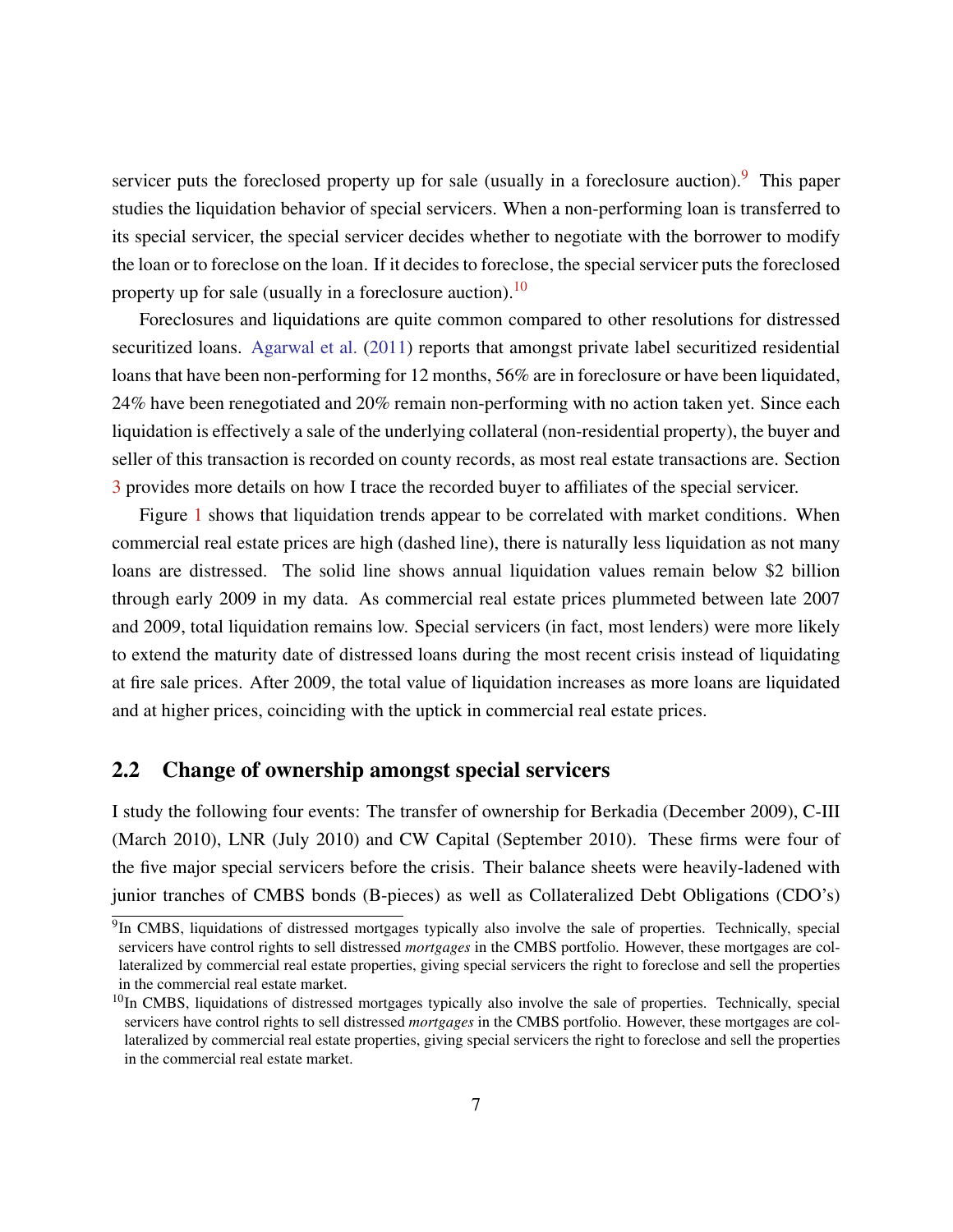servicer puts the foreclosed property up for sale (usually in a foreclosure auction).[9] This paper studies the liquidation behavior of special servicers. When a non-performing loan is transferred to its special servicer, the special servicer decides whether to negotiate with the borrower to modify the loan or to foreclose on the loan. If it decides to foreclose, the special servicer puts the foreclosed property up for sale (usually in a foreclosure auction).[10]

Foreclosures and liquidations are quite common compared to other resolutions for distressed securitized loans. Agarwal et al. (2011) reports that amongst private label securitized residential loans that have been non-performing for 12 months, 56% are in foreclosure or have been liquidated, 24% have been renegotiated and 20% remain non-performing with no action taken yet. Since each liquidation is effectively a sale of the underlying collateral (non-residential property), the buyer and seller of this transaction is recorded on county records, as most real estate transactions are. Section 3 provides more details on how I trace the recorded buyer to affiliates of the special servicer.

Figure 1 shows that liquidation trends appear to be correlated with market conditions. When commercial real estate prices are high (dashed line), there is naturally less liquidation as not many loans are distressed. The solid line shows annual liquidation values remain below $2 billion through early 2009 in my data. As commercial real estate prices plummeted between late 2007 and 2009, total liquidation remains low. Special servicers (in fact, most lenders) were more likely to extend the maturity date of distressed loans during the most recent crisis instead of liquidating at fire sale prices. After 2009, the total value of liquidation increases as more loans are liquidated and at higher prices, coinciding with the uptick in commercial real estate prices.

## 2.2 Change of ownership amongst special servicers

I study the following four events: The transfer of ownership for Berkadia (December 2009), C-III (March 2010), LNR (July 2010) and CW Capital (September 2010). These firms were four of the five major special servicers before the crisis. Their balance sheets were heavily-laden with junior tranches of CMBS bonds (B-pieces) as well as Collateralized Debt Obligations (CDO's)

[9] In CMBS, liquidations of distressed mortgages typically also involve the sale of properties. Technically, special servicers have control rights to sell distressed *mortgages* in the CMBS portfolio. However, these mortgages are collateralized by commercial real estate properties, giving special servicers the right to foreclose and sell the properties in the commercial real estate market.

[10] In CMBS, liquidations of distressed mortgages typically also involve the sale of properties. Technically, special servicers have control rights to sell distressed *mortgages* in the CMBS portfolio. However, these mortgages are collateralized by commercial real estate properties, giving special servicers the right to foreclose and sell the properties in the commercial real estate market.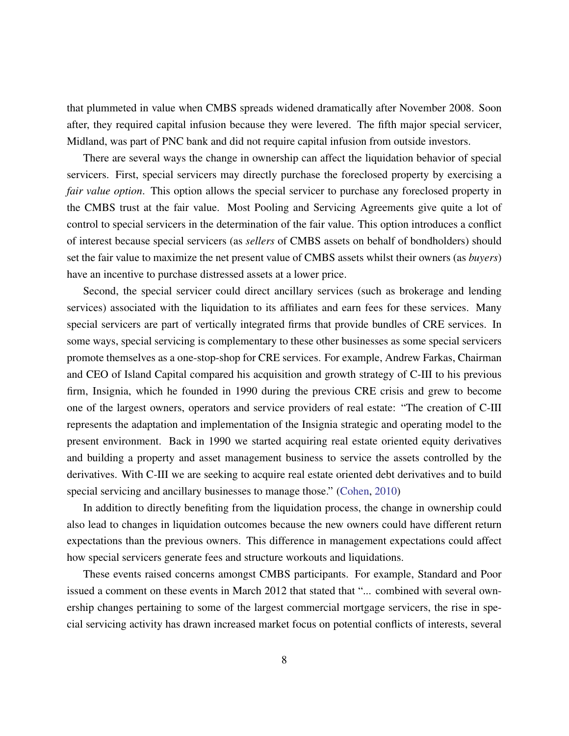that plummeted in value when CMBS spreads widened dramatically after November 2008. Soon after, they required capital infusion because they were levered. The fifth major special servicer, Midland, was part of PNC bank and did not require capital infusion from outside investors.

There are several ways the change in ownership can affect the liquidation behavior of special servicers. First, special servicers may directly purchase the foreclosed property by exercising a *fair value option*. This option allows the special servicer to purchase any foreclosed property in the CMBS trust at the fair value. Most Pooling and Servicing Agreements give quite a lot of control to special servicers in the determination of the fair value. This option introduces a conflict of interest because special servicers (as *sellers* of CMBS assets on behalf of bondholders) should set the fair value to maximize the net present value of CMBS assets whilst their owners (as *buyers*) have an incentive to purchase distressed assets at a lower price.

Second, the special servicer could direct ancillary services (such as brokerage and lending services) associated with the liquidation to its affiliates and earn fees for these services. Many special servicers are part of vertically integrated firms that provide bundles of CRE services. In some ways, special servicing is complementary to these other businesses as some special servicers promote themselves as a one-stop-shop for CRE services. For example, Andrew Farkas, Chairman and CEO of Island Capital compared his acquisition and growth strategy of C-III to his previous firm, Insignia, which he founded in 1990 during the previous CRE crisis and grew to become one of the largest owners, operators and service providers of real estate: "The creation of C-III represents the adaptation and implementation of the Insignia strategic and operating model to the present environment. Back in 1990 we started acquiring real estate oriented equity derivatives and building a property and asset management business to service the assets controlled by the derivatives. With C-III we are seeking to acquire real estate oriented debt derivatives and to build special servicing and ancillary businesses to manage those." (Cohen, 2010)

In addition to directly benefiting from the liquidation process, the change in ownership could also lead to changes in liquidation outcomes because the new owners could have different return expectations than the previous owners. This difference in management expectations could affect how special servicers generate fees and structure workouts and liquidations.

These events raised concerns amongst CMBS participants. For example, Standard and Poor issued a comment on these events in March 2012 that stated that "... combined with several ownership changes pertaining to some of the largest commercial mortgage servicers, the rise in special servicing activity has drawn increased market focus on potential conflicts of interests, several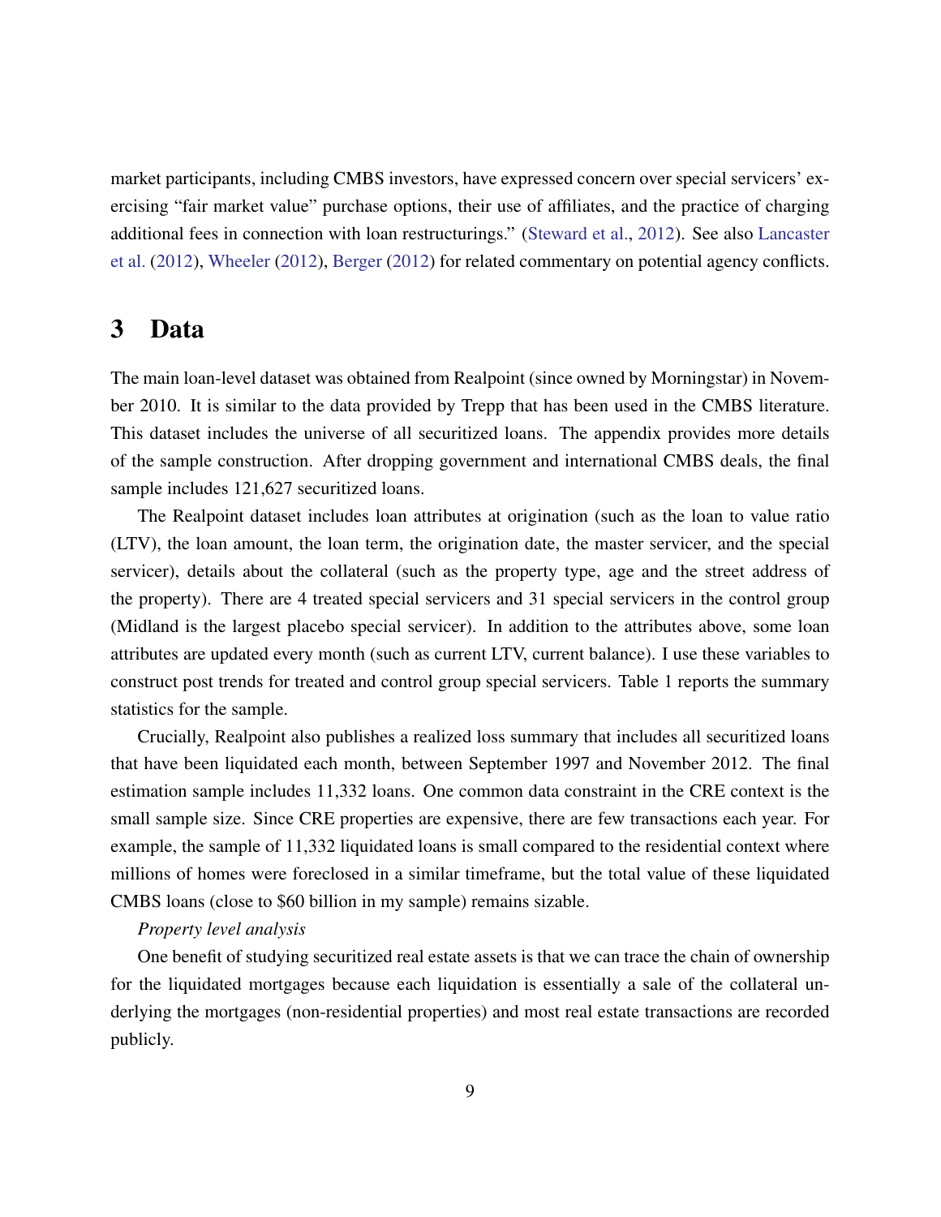market participants, including CMBS investors, have expressed concern over special servicers' exercising "fair market value" purchase options, their use of affiliates, and the practice of charging additional fees in connection with loan restructurings." (Steward et al., 2012). See also Lancaster et al. (2012), Wheeler (2012), Berger (2012) for related commentary on potential agency conflicts.

# 3 Data

The main loan-level dataset was obtained from Realpoint (since owned by Morningstar) in November 2010. It is similar to the data provided by Trepp that has been used in the CMBS literature. This dataset includes the universe of all securitized loans. The appendix provides more details of the sample construction. After dropping government and international CMBS deals, the final sample includes 121,627 securitized loans.

The Realpoint dataset includes loan attributes at origination (such as the loan to value ratio (LTV), the loan amount, the loan term, the origination date, the master servicer, and the special servicer), details about the collateral (such as the property type, age and the street address of the property). There are 4 treated special servicers and 31 special servicers in the control group (Midland is the largest placebo special servicer). In addition to the attributes above, some loan attributes are updated every month (such as current LTV, current balance). I use these variables to construct post trends for treated and control group special servicers. Table 1 reports the summary statistics for the sample.

Crucially, Realpoint also publishes a realized loss summary that includes all securitized loans that have been liquidated each month, between September 1997 and November 2012. The final estimation sample includes 11,332 loans. One common data constraint in the CRE context is the small sample size. Since CRE properties are expensive, there are few transactions each year. For example, the sample of 11,332 liquidated loans is small compared to the residential context where millions of homes were foreclosed in a similar timeframe, but the total value of these liquidated CMBS loans (close to $60 billion in my sample) remains sizable.

*Property level analysis*

One benefit of studying securitized real estate assets is that we can trace the chain of ownership for the liquidated mortgages because each liquidation is essentially a sale of the collateral underlying the mortgages (non-residential properties) and most real estate transactions are recorded publicly.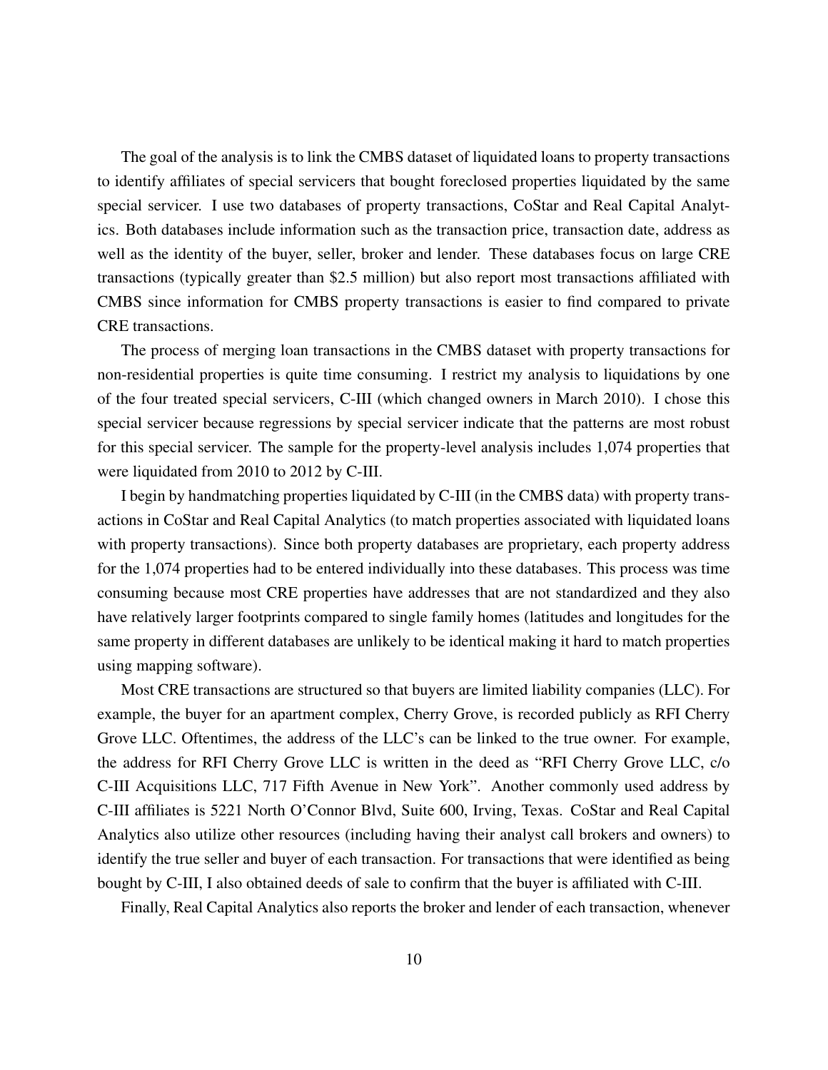The goal of the analysis is to link the CMBS dataset of liquidated loans to property transactions to identify affiliates of special servicers that bought foreclosed properties liquidated by the same special servicer. I use two databases of property transactions, CoStar and Real Capital Analytics. Both databases include information such as the transaction price, transaction date, address as well as the identity of the buyer, seller, broker and lender. These databases focus on large CRE transactions (typically greater than $2.5 million) but also report most transactions affiliated with CMBS since information for CMBS property transactions is easier to find compared to private CRE transactions.

The process of merging loan transactions in the CMBS dataset with property transactions for non-residential properties is quite time consuming. I restrict my analysis to liquidations by one of the four treated special servicers, C-III (which changed owners in March 2010). I chose this special servicer because regressions by special servicer indicate that the patterns are most robust for this special servicer. The sample for the property-level analysis includes 1,074 properties that were liquidated from 2010 to 2012 by C-III.

I begin by handmatching properties liquidated by C-III (in the CMBS data) with property transactions in CoStar and Real Capital Analytics (to match properties associated with liquidated loans with property transactions). Since both property databases are proprietary, each property address for the 1,074 properties had to be entered individually into these databases. This process was time consuming because most CRE properties have addresses that are not standardized and they also have relatively larger footprints compared to single family homes (latitudes and longitudes for the same property in different databases are unlikely to be identical making it hard to match properties using mapping software).

Most CRE transactions are structured so that buyers are limited liability companies (LLC). For example, the buyer for an apartment complex, Cherry Grove, is recorded publicly as RFI Cherry Grove LLC. Oftentimes, the address of the LLC's can be linked to the true owner. For example, the address for RFI Cherry Grove LLC is written in the deed as "RFI Cherry Grove LLC, c/o C-III Acquisitions LLC, 717 Fifth Avenue in New York". Another commonly used address by C-III affiliates is 5221 North O'Connor Blvd, Suite 600, Irving, Texas. CoStar and Real Capital Analytics also utilize other resources (including having their analyst call brokers and owners) to identify the true seller and buyer of each transaction. For transactions that were identified as being bought by C-III, I also obtained deeds of sale to confirm that the buyer is affiliated with C-III.

Finally, Real Capital Analytics also reports the broker and lender of each transaction, whenever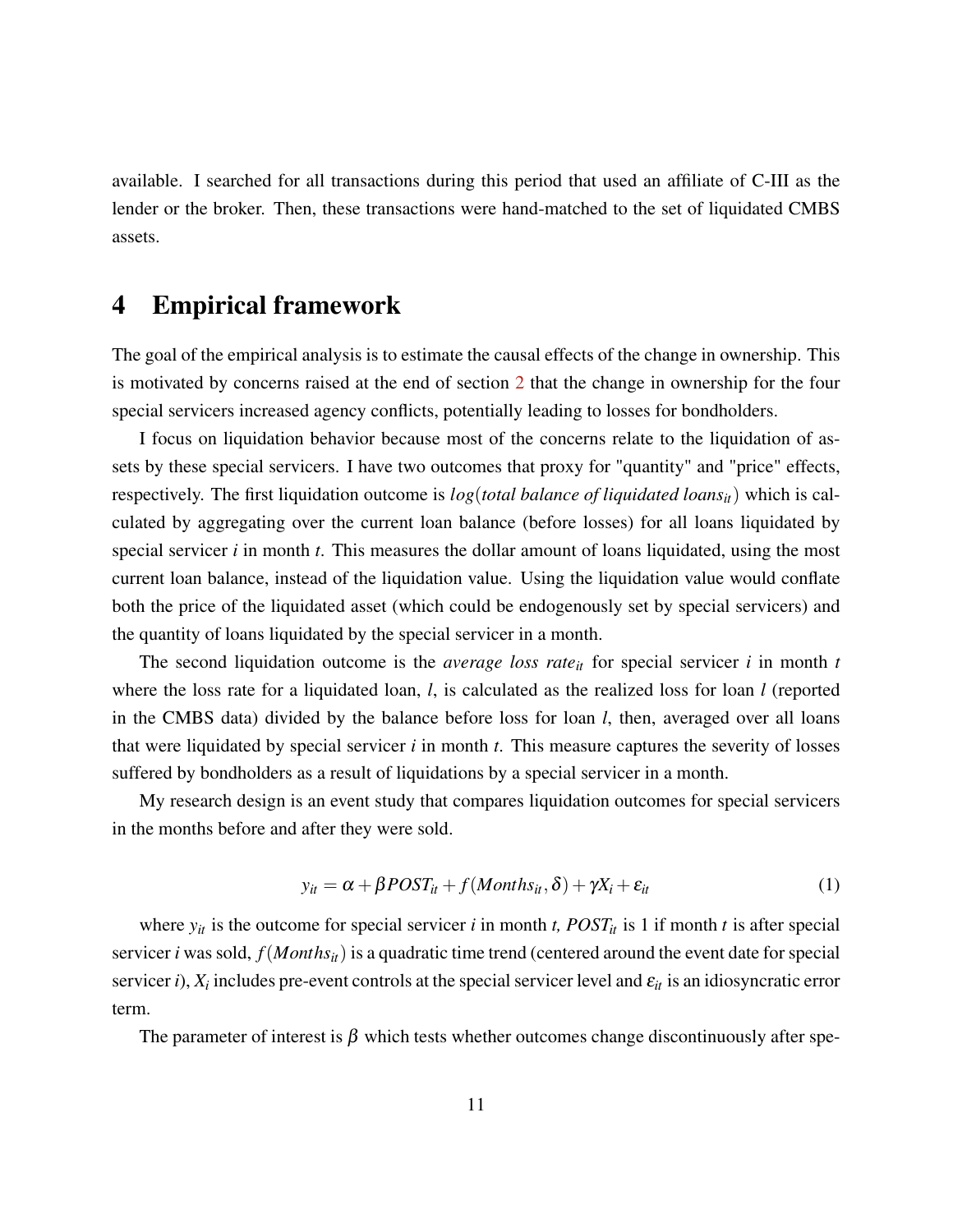available. I searched for all transactions during this period that used an affiliate of C-III as the lender or the broker. Then, these transactions were hand-matched to the set of liquidated CMBS assets.

# 4 Empirical framework

The goal of the empirical analysis is to estimate the causal effects of the change in ownership. This is motivated by concerns raised at the end of section 2 that the change in ownership for the four special servicers increased agency conflicts, potentially leading to losses for bondholders.

I focus on liquidation behavior because most of the concerns relate to the liquidation of assets by these special servicers. I have two outcomes that proxy for "quantity" and "price" effects, respectively. The first liquidation outcome is $log(\textit{total balance of liquidated loans}_{it})$ which is calculated by aggregating over the current loan balance (before losses) for all loans liquidated by special servicer $i$ in month $t$. This measures the dollar amount of loans liquidated, using the most current loan balance, instead of the liquidation value. Using the liquidation value would conflate both the price of the liquidated asset (which could be endogenously set by special servicers) and the quantity of loans liquidated by the special servicer in a month.

The second liquidation outcome is the $\textit{average loss rate}_{it}$ for special servicer $i$ in month $t$ where the loss rate for a liquidated loan, $l$, is calculated as the realized loss for loan $l$ (reported in the CMBS data) divided by the balance before loss for loan $l$, then, averaged over all loans that were liquidated by special servicer $i$ in month $t$. This measure captures the severity of losses suffered by bondholders as a result of liquidations by a special servicer in a month.

My research design is an event study that compares liquidation outcomes for special servicers in the months before and after they were sold.

$$y_{it} = \alpha + \beta POST_{it} + f(Months_{it}, \delta) + \gamma X_i + \varepsilon_{it} \tag{1}$$

where $y_{it}$ is the outcome for special servicer $i$ in month $t$, $POST_{it}$ is 1 if month $t$ is after special servicer $i$ was sold, $f(Months_{it})$ is a quadratic time trend (centered around the event date for special servicer $i$), $X_i$ includes pre-event controls at the special servicer level and $\varepsilon_{it}$ is an idiosyncratic error term.

The parameter of interest is $\beta$ which tests whether outcomes change discontinuously after spe-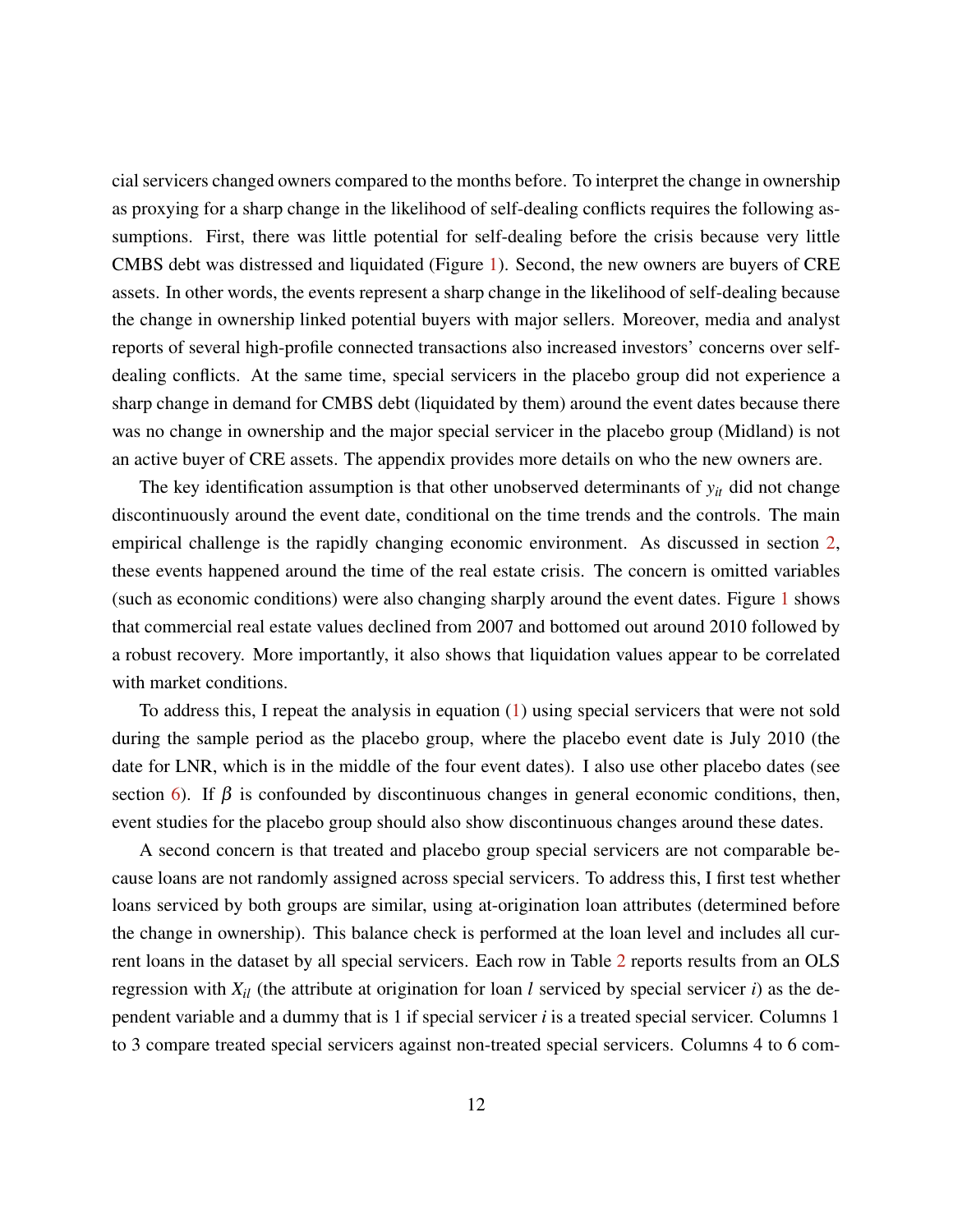cial servicers changed owners compared to the months before. To interpret the change in ownership as proxying for a sharp change in the likelihood of self-dealing conflicts requires the following assumptions. First, there was little potential for self-dealing before the crisis because very little CMBS debt was distressed and liquidated (Figure 1). Second, the new owners are buyers of CRE assets. In other words, the events represent a sharp change in the likelihood of self-dealing because the change in ownership linked potential buyers with major sellers. Moreover, media and analyst reports of several high-profile connected transactions also increased investors' concerns over self-dealing conflicts. At the same time, special servicers in the placebo group did not experience a sharp change in demand for CMBS debt (liquidated by them) around the event dates because there was no change in ownership and the major special servicer in the placebo group (Midland) is not an active buyer of CRE assets. The appendix provides more details on who the new owners are.

The key identification assumption is that other unobserved determinants of $y_{it}$ did not change discontinuously around the event date, conditional on the time trends and the controls. The main empirical challenge is the rapidly changing economic environment. As discussed in section 2, these events happened around the time of the real estate crisis. The concern is omitted variables (such as economic conditions) were also changing sharply around the event dates. Figure 1 shows that commercial real estate values declined from 2007 and bottomed out around 2010 followed by a robust recovery. More importantly, it also shows that liquidation values appear to be correlated with market conditions.

To address this, I repeat the analysis in equation (1) using special servicers that were not sold during the sample period as the placebo group, where the placebo event date is July 2010 (the date for LNR, which is in the middle of the four event dates). I also use other placebo dates (see section 6). If $\beta$ is confounded by discontinuous changes in general economic conditions, then, event studies for the placebo group should also show discontinuous changes around these dates.

A second concern is that treated and placebo group special servicers are not comparable because loans are not randomly assigned across special servicers. To address this, I first test whether loans serviced by both groups are similar, using at-origination loan attributes (determined before the change in ownership). This balance check is performed at the loan level and includes all current loans in the dataset by all special servicers. Each row in Table 2 reports results from an OLS regression with $X_{il}$ (the attribute at origination for loan $l$ serviced by special servicer $i$) as the dependent variable and a dummy that is 1 if special servicer $i$ is a treated special servicer. Columns 1 to 3 compare treated special servicers against non-treated special servicers. Columns 4 to 6 com-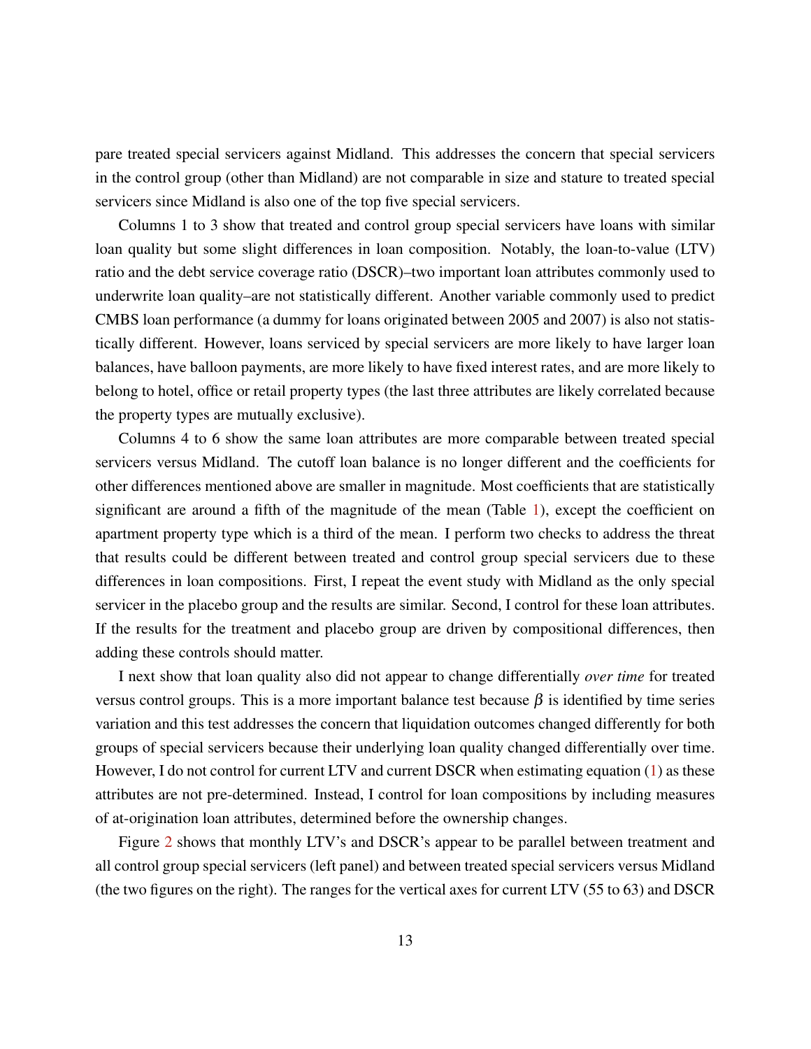pare treated special servicers against Midland. This addresses the concern that special servicers in the control group (other than Midland) are not comparable in size and stature to treated special servicers since Midland is also one of the top five special servicers.

Columns 1 to 3 show that treated and control group special servicers have loans with similar loan quality but some slight differences in loan composition. Notably, the loan-to-value (LTV) ratio and the debt service coverage ratio (DSCR)–two important loan attributes commonly used to underwrite loan quality–are not statistically different. Another variable commonly used to predict CMBS loan performance (a dummy for loans originated between 2005 and 2007) is also not statistically different. However, loans serviced by special servicers are more likely to have larger loan balances, have balloon payments, are more likely to have fixed interest rates, and are more likely to belong to hotel, office or retail property types (the last three attributes are likely correlated because the property types are mutually exclusive).

Columns 4 to 6 show the same loan attributes are more comparable between treated special servicers versus Midland. The cutoff loan balance is no longer different and the coefficients for other differences mentioned above are smaller in magnitude. Most coefficients that are statistically significant are around a fifth of the magnitude of the mean (Table 1), except the coefficient on apartment property type which is a third of the mean. I perform two checks to address the threat that results could be different between treated and control group special servicers due to these differences in loan compositions. First, I repeat the event study with Midland as the only special servicer in the placebo group and the results are similar. Second, I control for these loan attributes. If the results for the treatment and placebo group are driven by compositional differences, then adding these controls should matter.

I next show that loan quality also did not appear to change differentially *over time* for treated versus control groups. This is a more important balance test because $\beta$ is identified by time series variation and this test addresses the concern that liquidation outcomes changed differently for both groups of special servicers because their underlying loan quality changed differentially over time. However, I do not control for current LTV and current DSCR when estimating equation (1) as these attributes are not pre-determined. Instead, I control for loan compositions by including measures of at-origination loan attributes, determined before the ownership changes.

Figure 2 shows that monthly LTV's and DSCR's appear to be parallel between treatment and all control group special servicers (left panel) and between treated special servicers versus Midland (the two figures on the right). The ranges for the vertical axes for current LTV (55 to 63) and DSCR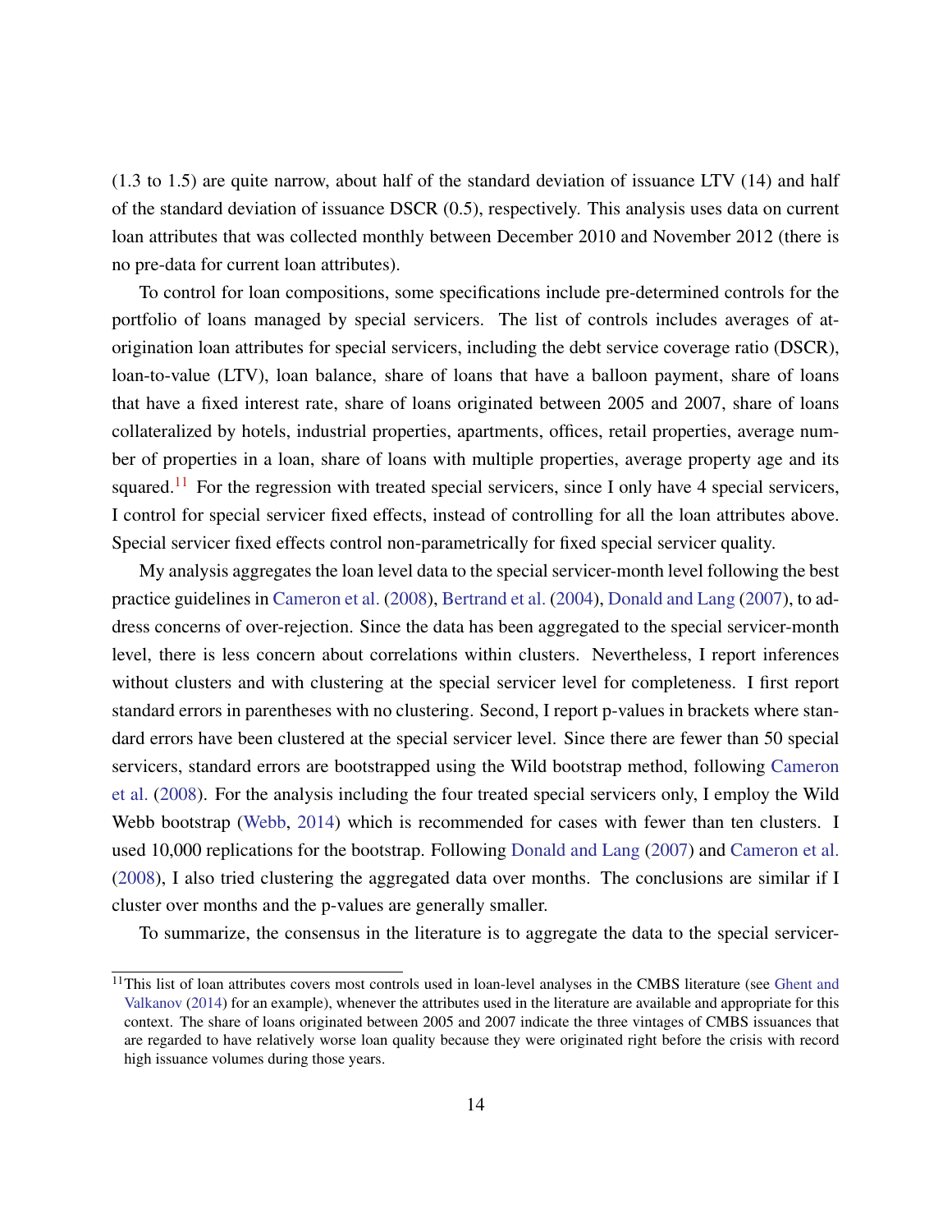(1.3 to 1.5) are quite narrow, about half of the standard deviation of issuance LTV (14) and half of the standard deviation of issuance DSCR (0.5), respectively. This analysis uses data on current loan attributes that was collected monthly between December 2010 and November 2012 (there is no pre-data for current loan attributes).

To control for loan compositions, some specifications include pre-determined controls for the portfolio of loans managed by special servicers. The list of controls includes averages of at-origination loan attributes for special servicers, including the debt service coverage ratio (DSCR), loan-to-value (LTV), loan balance, share of loans that have a balloon payment, share of loans that have a fixed interest rate, share of loans originated between 2005 and 2007, share of loans collateralized by hotels, industrial properties, apartments, offices, retail properties, average number of properties in a loan, share of loans with multiple properties, average property age and its squared.[11] For the regression with treated special servicers, since I only have 4 special servicers, I control for special servicer fixed effects, instead of controlling for all the loan attributes above. Special servicer fixed effects control non-parametrically for fixed special servicer quality.

My analysis aggregates the loan level data to the special servicer-month level following the best practice guidelines in Cameron et al. (2008), Bertrand et al. (2004), Donald and Lang (2007), to address concerns of over-rejection. Since the data has been aggregated to the special servicer-month level, there is less concern about correlations within clusters. Nevertheless, I report inferences without clusters and with clustering at the special servicer level for completeness. I first report standard errors in parentheses with no clustering. Second, I report p-values in brackets where standard errors have been clustered at the special servicer level. Since there are fewer than 50 special servicers, standard errors are bootstrapped using the Wild bootstrap method, following Cameron et al. (2008). For the analysis including the four treated special servicers only, I employ the Wild Webb bootstrap (Webb, 2014) which is recommended for cases with fewer than ten clusters. I used 10,000 replications for the bootstrap. Following Donald and Lang (2007) and Cameron et al. (2008), I also tried clustering the aggregated data over months. The conclusions are similar if I cluster over months and the p-values are generally smaller.

To summarize, the consensus in the literature is to aggregate the data to the special servicer-

[11] This list of loan attributes covers most controls used in loan-level analyses in the CMBS literature (see Ghent and Valkanov (2014) for an example), whenever the attributes used in the literature are available and appropriate for this context. The share of loans originated between 2005 and 2007 indicate the three vintages of CMBS issuances that are regarded to have relatively worse loan quality because they were originated right before the crisis with record high issuance volumes during those years.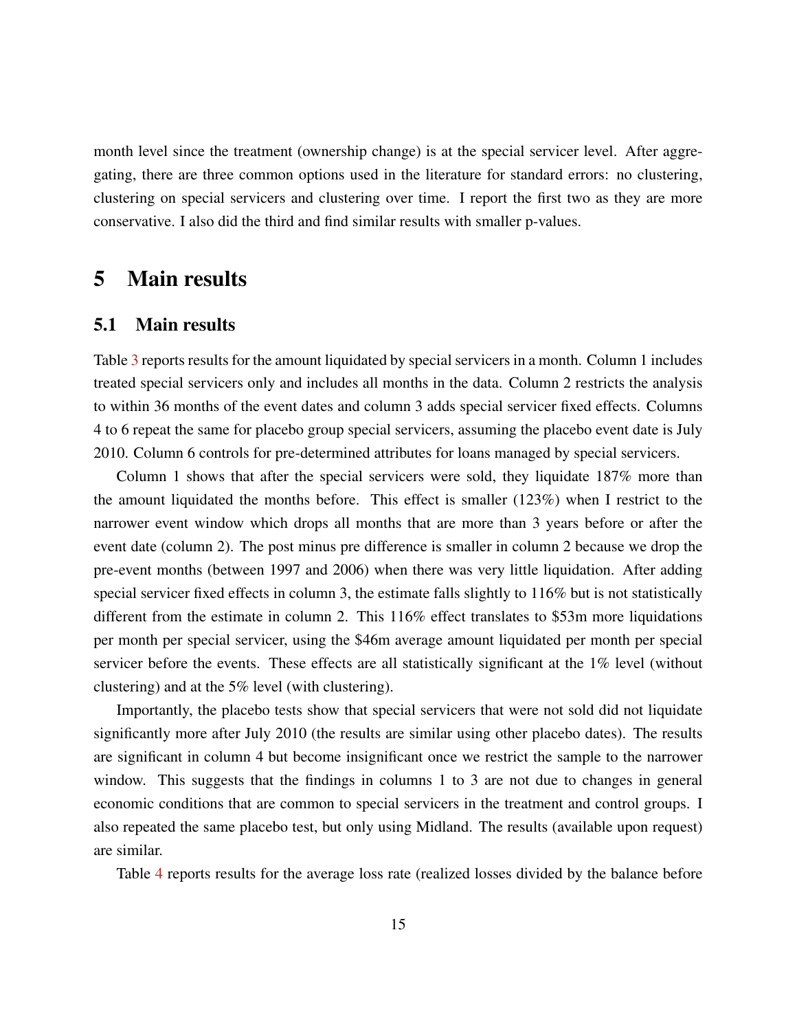month level since the treatment (ownership change) is at the special servicer level. After aggregating, there are three common options used in the literature for standard errors: no clustering, clustering on special servicers and clustering over time. I report the first two as they are more conservative. I also did the third and find similar results with smaller p-values.

# 5 Main results

## 5.1 Main results

Table 3 reports results for the amount liquidated by special servicers in a month. Column 1 includes treated special servicers only and includes all months in the data. Column 2 restricts the analysis to within 36 months of the event dates and column 3 adds special servicer fixed effects. Columns 4 to 6 repeat the same for placebo group special servicers, assuming the placebo event date is July 2010. Column 6 controls for pre-determined attributes for loans managed by special servicers.

Column 1 shows that after the special servicers were sold, they liquidate 187% more than the amount liquidated the months before. This effect is smaller (123%) when I restrict to the narrower event window which drops all months that are more than 3 years before or after the event date (column 2). The post minus pre difference is smaller in column 2 because we drop the pre-event months (between 1997 and 2006) when there was very little liquidation. After adding special servicer fixed effects in column 3, the estimate falls slightly to 116% but is not statistically different from the estimate in column 2. This 116% effect translates to \$53m more liquidations per month per special servicer, using the \$46m average amount liquidated per month per special servicer before the events. These effects are all statistically significant at the 1% level (without clustering) and at the 5% level (with clustering).

Importantly, the placebo tests show that special servicers that were not sold did not liquidate significantly more after July 2010 (the results are similar using other placebo dates). The results are significant in column 4 but become insignificant once we restrict the sample to the narrower window. This suggests that the findings in columns 1 to 3 are not due to changes in general economic conditions that are common to special servicers in the treatment and control groups. I also repeated the same placebo test, but only using Midland. The results (available upon request) are similar.

Table 4 reports results for the average loss rate (realized losses divided by the balance before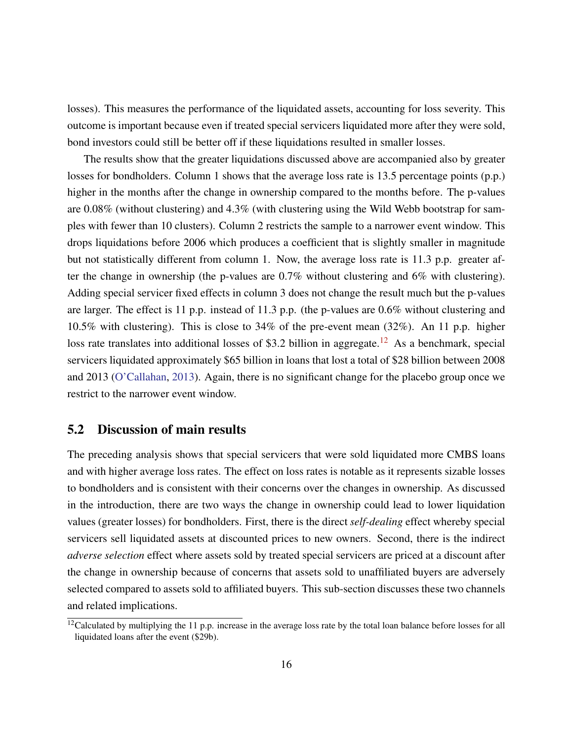losses). This measures the performance of the liquidated assets, accounting for loss severity. This outcome is important because even if treated special servicers liquidated more after they were sold, bond investors could still be better off if these liquidations resulted in smaller losses.

The results show that the greater liquidations discussed above are accompanied also by greater losses for bondholders. Column 1 shows that the average loss rate is 13.5 percentage points (p.p.) higher in the months after the change in ownership compared to the months before. The p-values are 0.08% (without clustering) and 4.3% (with clustering using the Wild Webb bootstrap for samples with fewer than 10 clusters). Column 2 restricts the sample to a narrower event window. This drops liquidations before 2006 which produces a coefficient that is slightly smaller in magnitude but not statistically different from column 1. Now, the average loss rate is 11.3 p.p. greater after the change in ownership (the p-values are 0.7% without clustering and 6% with clustering). Adding special servicer fixed effects in column 3 does not change the result much but the p-values are larger. The effect is 11 p.p. instead of 11.3 p.p. (the p-values are 0.6% without clustering and 10.5% with clustering). This is close to 34% of the pre-event mean (32%). An 11 p.p. higher loss rate translates into additional losses of $3.2 billion in aggregate.[12] As a benchmark, special servicers liquidated approximately $65 billion in loans that lost a total of $28 billion between 2008 and 2013 (O'Callahan, 2013). Again, there is no significant change for the placebo group once we restrict to the narrower event window.

## 5.2 Discussion of main results

The preceding analysis shows that special servicers that were sold liquidated more CMBS loans and with higher average loss rates. The effect on loss rates is notable as it represents sizable losses to bondholders and is consistent with their concerns over the changes in ownership. As discussed in the introduction, there are two ways the change in ownership could lead to lower liquidation values (greater losses) for bondholders. First, there is the direct *self-dealing* effect whereby special servicers sell liquidated assets at discounted prices to new owners. Second, there is the indirect *adverse selection* effect where assets sold by treated special servicers are priced at a discount after the change in ownership because of concerns that assets sold to unaffiliated buyers are adversely selected compared to assets sold to affiliated buyers. This sub-section discusses these two channels and related implications.

[12] Calculated by multiplying the 11 p.p. increase in the average loss rate by the total loan balance before losses for all liquidated loans after the event ($29b).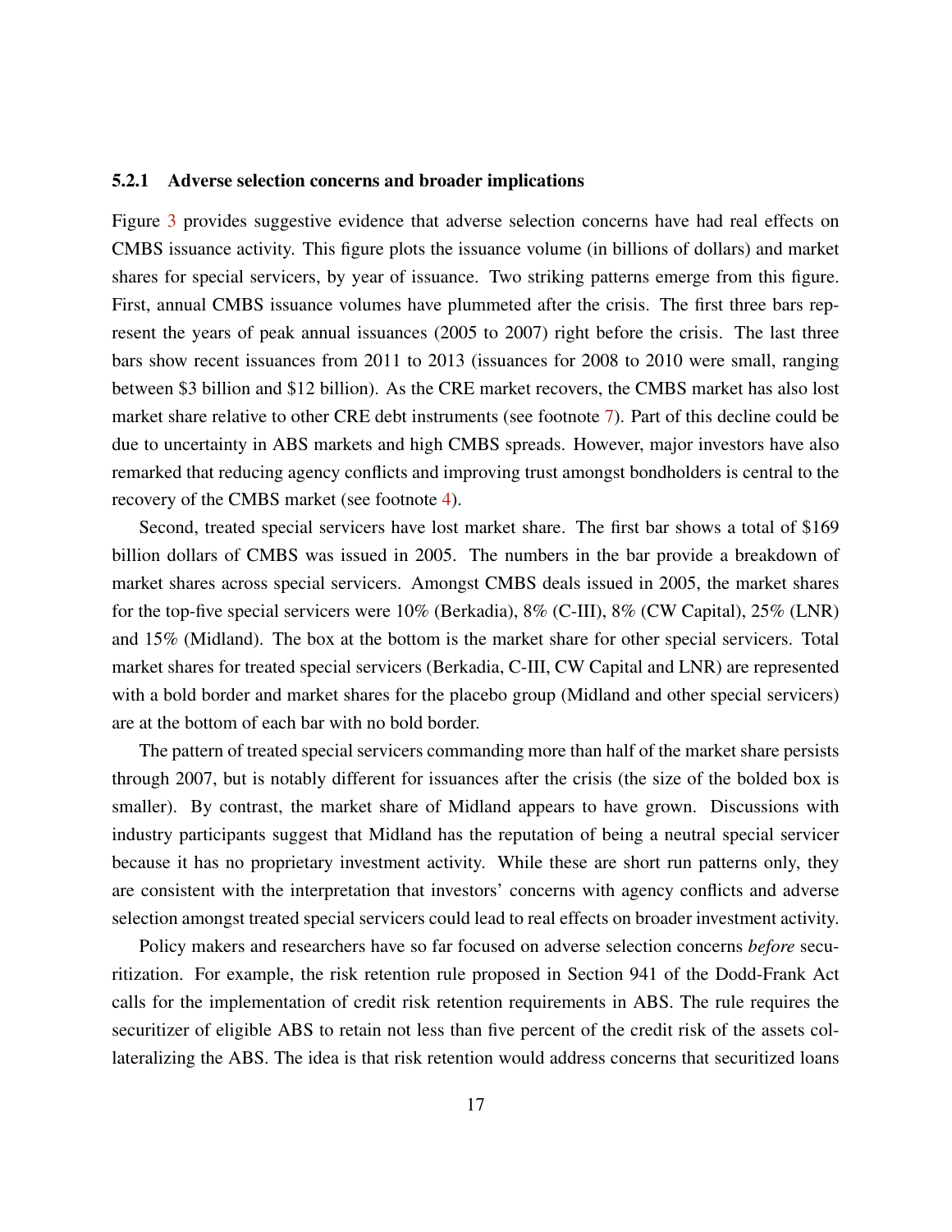#### 5.2.1 Adverse selection concerns and broader implications

Figure 3 provides suggestive evidence that adverse selection concerns have had real effects on CMBS issuance activity. This figure plots the issuance volume (in billions of dollars) and market shares for special servicers, by year of issuance. Two striking patterns emerge from this figure. First, annual CMBS issuance volumes have plummeted after the crisis. The first three bars represent the years of peak annual issuances (2005 to 2007) right before the crisis. The last three bars show recent issuances from 2011 to 2013 (issuances for 2008 to 2010 were small, ranging between \$3 billion and \$12 billion). As the CRE market recovers, the CMBS market has also lost market share relative to other CRE debt instruments (see footnote 7). Part of this decline could be due to uncertainty in ABS markets and high CMBS spreads. However, major investors have also remarked that reducing agency conflicts and improving trust amongst bondholders is central to the recovery of the CMBS market (see footnote 4).

Second, treated special servicers have lost market share. The first bar shows a total of \$169 billion dollars of CMBS was issued in 2005. The numbers in the bar provide a breakdown of market shares across special servicers. Amongst CMBS deals issued in 2005, the market shares for the top-five special servicers were 10% (Berkadia), 8% (C-III), 8% (CW Capital), 25% (LNR) and 15% (Midland). The box at the bottom is the market share for other special servicers. Total market shares for treated special servicers (Berkadia, C-III, CW Capital and LNR) are represented with a bold border and market shares for the placebo group (Midland and other special servicers) are at the bottom of each bar with no bold border.

The pattern of treated special servicers commanding more than half of the market share persists through 2007, but is notably different for issuances after the crisis (the size of the bolded box is smaller). By contrast, the market share of Midland appears to have grown. Discussions with industry participants suggest that Midland has the reputation of being a neutral special servicer because it has no proprietary investment activity. While these are short run patterns only, they are consistent with the interpretation that investors' concerns with agency conflicts and adverse selection amongst treated special servicers could lead to real effects on broader investment activity.

Policy makers and researchers have so far focused on adverse selection concerns *before* securitization. For example, the risk retention rule proposed in Section 941 of the Dodd-Frank Act calls for the implementation of credit risk retention requirements in ABS. The rule requires the securitizer of eligible ABS to retain not less than five percent of the credit risk of the assets collateralizing the ABS. The idea is that risk retention would address concerns that securitized loans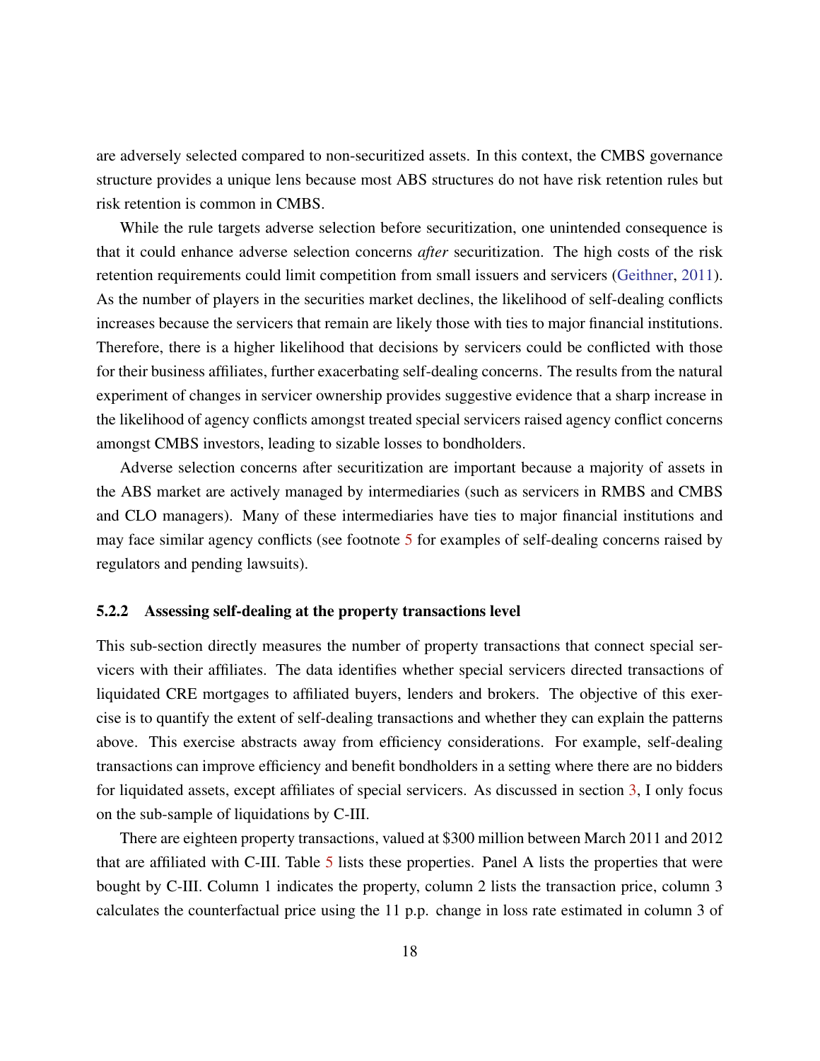are adversely selected compared to non-securitized assets. In this context, the CMBS governance structure provides a unique lens because most ABS structures do not have risk retention rules but risk retention is common in CMBS.

While the rule targets adverse selection before securitization, one unintended consequence is that it could enhance adverse selection concerns *after* securitization. The high costs of the risk retention requirements could limit competition from small issuers and servicers (Geithner, 2011). As the number of players in the securities market declines, the likelihood of self-dealing conflicts increases because the servicers that remain are likely those with ties to major financial institutions. Therefore, there is a higher likelihood that decisions by servicers could be conflicted with those for their business affiliates, further exacerbating self-dealing concerns. The results from the natural experiment of changes in servicer ownership provides suggestive evidence that a sharp increase in the likelihood of agency conflicts amongst treated special servicers raised agency conflict concerns amongst CMBS investors, leading to sizable losses to bondholders.

Adverse selection concerns after securitization are important because a majority of assets in the ABS market are actively managed by intermediaries (such as servicers in RMBS and CMBS and CLO managers). Many of these intermediaries have ties to major financial institutions and may face similar agency conflicts (see footnote 5 for examples of self-dealing concerns raised by regulators and pending lawsuits).

### 5.2.2 Assessing self-dealing at the property transactions level

This sub-section directly measures the number of property transactions that connect special servicers with their affiliates. The data identifies whether special servicers directed transactions of liquidated CRE mortgages to affiliated buyers, lenders and brokers. The objective of this exercise is to quantify the extent of self-dealing transactions and whether they can explain the patterns above. This exercise abstracts away from efficiency considerations. For example, self-dealing transactions can improve efficiency and benefit bondholders in a setting where there are no bidders for liquidated assets, except affiliates of special servicers. As discussed in section 3, I only focus on the sub-sample of liquidations by C-III.

There are eighteen property transactions, valued at $300 million between March 2011 and 2012 that are affiliated with C-III. Table 5 lists these properties. Panel A lists the properties that were bought by C-III. Column 1 indicates the property, column 2 lists the transaction price, column 3 calculates the counterfactual price using the 11 p.p. change in loss rate estimated in column 3 of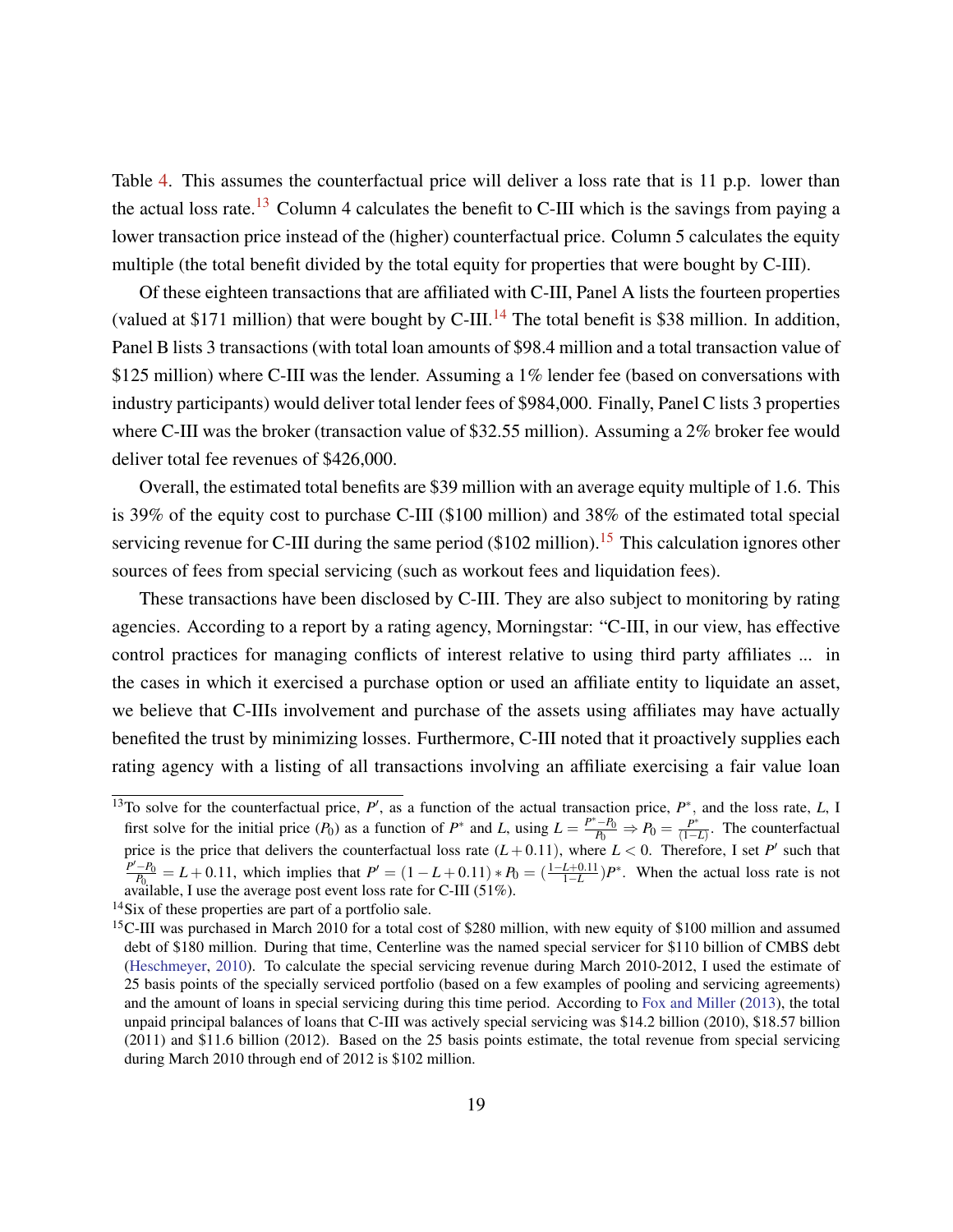Table 4. This assumes the counterfactual price will deliver a loss rate that is 11 p.p. lower than the actual loss rate.[13] Column 4 calculates the benefit to C-III which is the savings from paying a lower transaction price instead of the (higher) counterfactual price. Column 5 calculates the equity multiple (the total benefit divided by the total equity for properties that were bought by C-III).

Of these eighteen transactions that are affiliated with C-III, Panel A lists the fourteen properties (valued at \$171 million) that were bought by C-III.[14] The total benefit is \$38 million. In addition, Panel B lists 3 transactions (with total loan amounts of \$98.4 million and a total transaction value of \$125 million) where C-III was the lender. Assuming a 1% lender fee (based on conversations with industry participants) would deliver total lender fees of \$984,000. Finally, Panel C lists 3 properties where C-III was the broker (transaction value of \$32.55 million). Assuming a 2% broker fee would deliver total fee revenues of \$426,000.

Overall, the estimated total benefits are \$39 million with an average equity multiple of 1.6. This is 39% of the equity cost to purchase C-III (\$100 million) and 38% of the estimated total special servicing revenue for C-III during the same period (\$102 million).[15] This calculation ignores other sources of fees from special servicing (such as workout fees and liquidation fees).

These transactions have been disclosed by C-III. They are also subject to monitoring by rating agencies. According to a report by a rating agency, Morningstar: "C-III, in our view, has effective control practices for managing conflicts of interest relative to using third party affiliates ... in the cases in which it exercised a purchase option or used an affiliate entity to liquidate an asset, we believe that C-IIIs involvement and purchase of the assets using affiliates may have actually benefited the trust by minimizing losses. Furthermore, C-III noted that it proactively supplies each rating agency with a listing of all transactions involving an affiliate exercising a fair value loan

---

[13] To solve for the counterfactual price, $P'$, as a function of the actual transaction price, $P^*$, and the loss rate, $L$, I first solve for the initial price ($P_0$) as a function of $P^*$ and $L$, using $L = \frac{P^* - P_0}{P_0} \Rightarrow P_0 = \frac{P^*}{(1-L)}$. The counterfactual price is the price that delivers the counterfactual loss rate ($L + 0.11$), where $L < 0$. Therefore, I set $P'$ such that $\frac{P' - P_0}{P_0} = L + 0.11$, which implies that $P' = (1 - L + 0.11) * P_0 = (\frac{1-L+0.11}{1-L})P^*$. When the actual loss rate is not available, I use the average post event loss rate for C-III (51%).

[14] Six of these properties are part of a portfolio sale.

[15] C-III was purchased in March 2010 for a total cost of \$280 million, with new equity of \$100 million and assumed debt of \$180 million. During that time, Centerline was the named special servicer for \$110 billion of CMBS debt (Heschmeyer, 2010). To calculate the special servicing revenue during March 2010-2012, I used the estimate of 25 basis points of the specially serviced portfolio (based on a few examples of pooling and servicing agreements) and the amount of loans in special servicing during this time period. According to Fox and Miller (2013), the total unpaid principal balances of loans that C-III was actively special servicing was \$14.2 billion (2010), \$18.57 billion (2011) and \$11.6 billion (2012). Based on the 25 basis points estimate, the total revenue from special servicing during March 2010 through end of 2012 is \$102 million.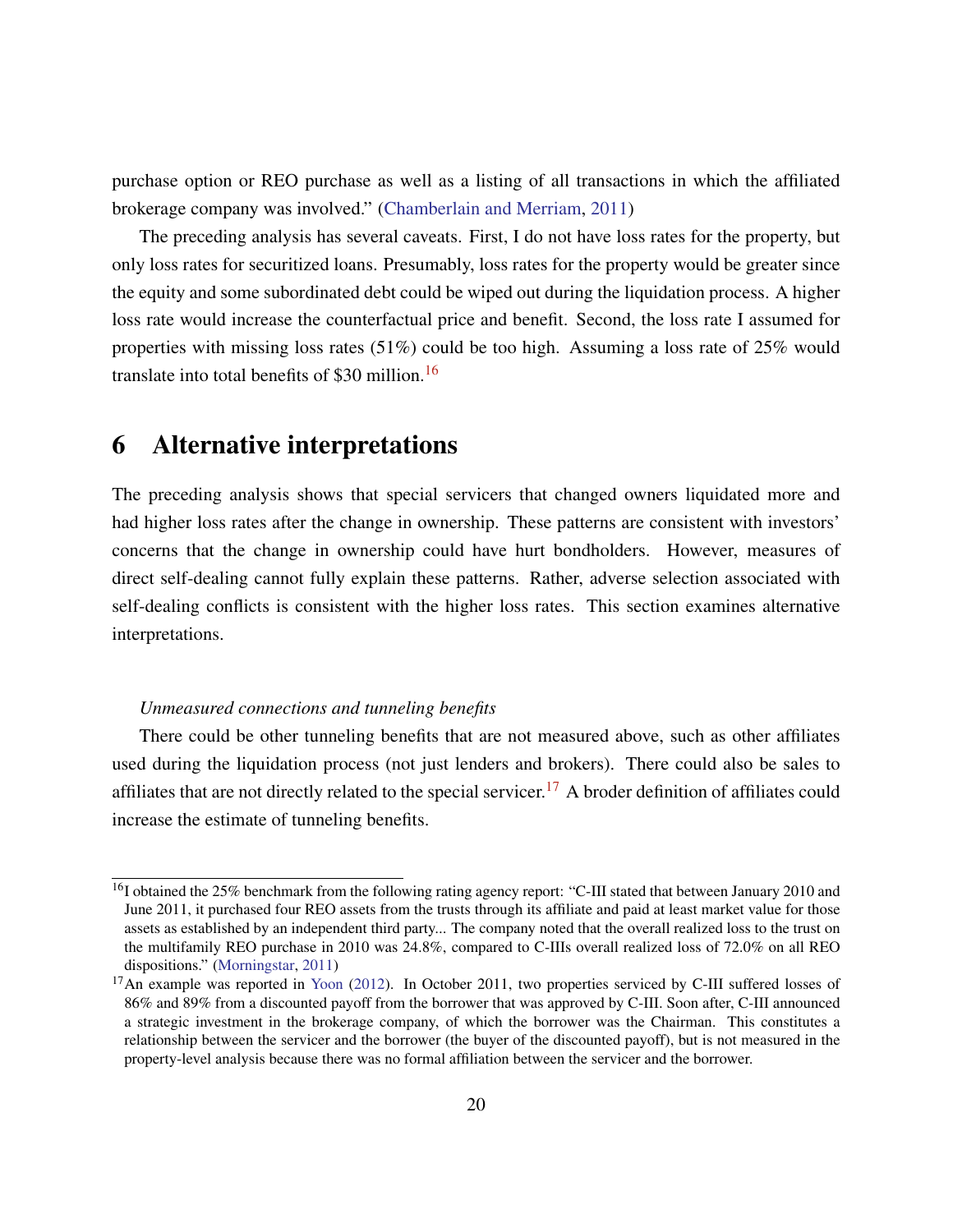purchase option or REO purchase as well as a listing of all transactions in which the affiliated brokerage company was involved." (Chamberlain and Merriam, 2011)

The preceding analysis has several caveats. First, I do not have loss rates for the property, but only loss rates for securitized loans. Presumably, loss rates for the property would be greater since the equity and some subordinated debt could be wiped out during the liquidation process. A higher loss rate would increase the counterfactual price and benefit. Second, the loss rate I assumed for properties with missing loss rates (51%) could be too high. Assuming a loss rate of 25% would translate into total benefits of $30 million.[16]

# 6 Alternative interpretations

The preceding analysis shows that special servicers that changed owners liquidated more and had higher loss rates after the change in ownership. These patterns are consistent with investors' concerns that the change in ownership could have hurt bondholders. However, measures of direct self-dealing cannot fully explain these patterns. Rather, adverse selection associated with self-dealing conflicts is consistent with the higher loss rates. This section examines alternative interpretations.

*Unmeasured connections and tunneling benefits*

There could be other tunneling benefits that are not measured above, such as other affiliates used during the liquidation process (not just lenders and brokers). There could also be sales to affiliates that are not directly related to the special servicer.[17] A broder definition of affiliates could increase the estimate of tunneling benefits.

[16] I obtained the 25% benchmark from the following rating agency report: "C-III stated that between January 2010 and June 2011, it purchased four REO assets from the trusts through its affiliate and paid at least market value for those assets as established by an independent third party... The company noted that the overall realized loss to the trust on the multifamily REO purchase in 2010 was 24.8%, compared to C-IIIs overall realized loss of 72.0% on all REO dispositions." (Morningstar, 2011)

[17] An example was reported in Yoon (2012). In October 2011, two properties serviced by C-III suffered losses of 86% and 89% from a discounted payoff from the borrower that was approved by C-III. Soon after, C-III announced a strategic investment in the brokerage company, of which the borrower was the Chairman. This constitutes a relationship between the servicer and the borrower (the buyer of the discounted payoff), but is not measured in the property-level analysis because there was no formal affiliation between the servicer and the borrower.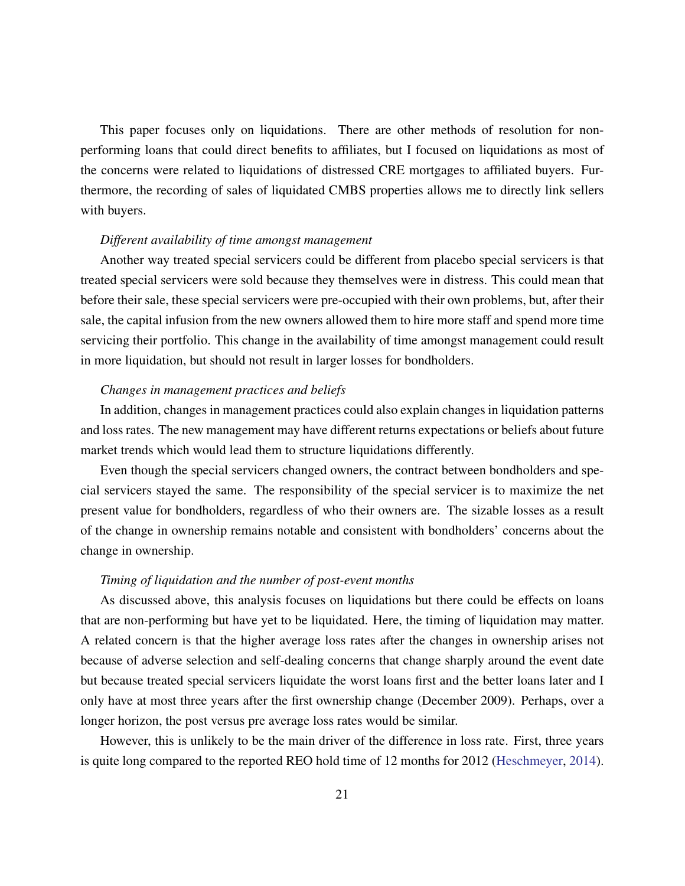This paper focuses only on liquidations. There are other methods of resolution for non-performing loans that could direct benefits to affiliates, but I focused on liquidations as most of the concerns were related to liquidations of distressed CRE mortgages to affiliated buyers. Furthermore, the recording of sales of liquidated CMBS properties allows me to directly link sellers with buyers.

*Different availability of time amongst management*

Another way treated special servicers could be different from placebo special servicers is that treated special servicers were sold because they themselves were in distress. This could mean that before their sale, these special servicers were pre-occupied with their own problems, but, after their sale, the capital infusion from the new owners allowed them to hire more staff and spend more time servicing their portfolio. This change in the availability of time amongst management could result in more liquidation, but should not result in larger losses for bondholders.

*Changes in management practices and beliefs*

In addition, changes in management practices could also explain changes in liquidation patterns and loss rates. The new management may have different returns expectations or beliefs about future market trends which would lead them to structure liquidations differently.

Even though the special servicers changed owners, the contract between bondholders and special servicers stayed the same. The responsibility of the special servicer is to maximize the net present value for bondholders, regardless of who their owners are. The sizable losses as a result of the change in ownership remains notable and consistent with bondholders' concerns about the change in ownership.

*Timing of liquidation and the number of post-event months*

As discussed above, this analysis focuses on liquidations but there could be effects on loans that are non-performing but have yet to be liquidated. Here, the timing of liquidation may matter. A related concern is that the higher average loss rates after the changes in ownership arises not because of adverse selection and self-dealing concerns that change sharply around the event date but because treated special servicers liquidate the worst loans first and the better loans later and I only have at most three years after the first ownership change (December 2009). Perhaps, over a longer horizon, the post versus pre average loss rates would be similar.

However, this is unlikely to be the main driver of the difference in loss rate. First, three years is quite long compared to the reported REO hold time of 12 months for 2012 (Heschmeyer, 2014).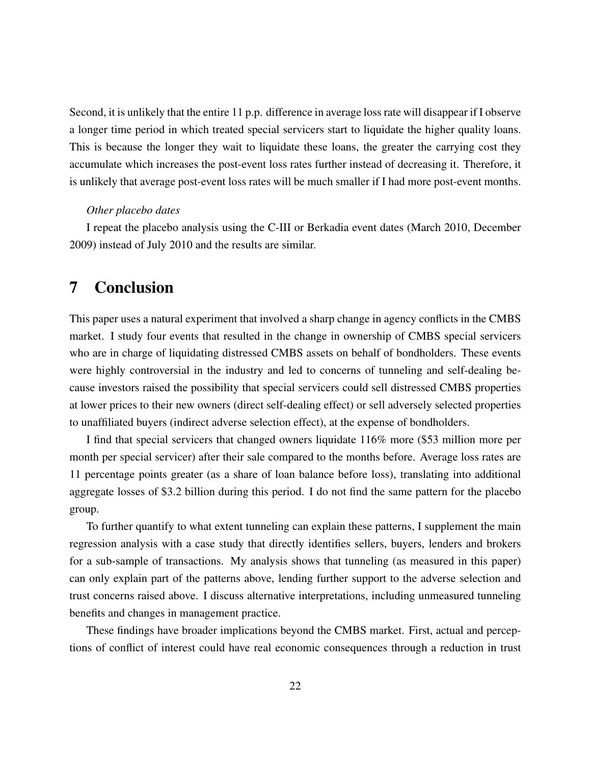Second, it is unlikely that the entire 11 p.p. difference in average loss rate will disappear if I observe a longer time period in which treated special servicers start to liquidate the higher quality loans. This is because the longer they wait to liquidate these loans, the greater the carrying cost they accumulate which increases the post-event loss rates further instead of decreasing it. Therefore, it is unlikely that average post-event loss rates will be much smaller if I had more post-event months.

*Other placebo dates*

I repeat the placebo analysis using the C-III or Berkadia event dates (March 2010, December 2009) instead of July 2010 and the results are similar.

# 7 Conclusion

This paper uses a natural experiment that involved a sharp change in agency conflicts in the CMBS market. I study four events that resulted in the change in ownership of CMBS special servicers who are in charge of liquidating distressed CMBS assets on behalf of bondholders. These events were highly controversial in the industry and led to concerns of tunneling and self-dealing because investors raised the possibility that special servicers could sell distressed CMBS properties at lower prices to their new owners (direct self-dealing effect) or sell adversely selected properties to unaffiliated buyers (indirect adverse selection effect), at the expense of bondholders.

I find that special servicers that changed owners liquidate 116% more ($53 million more per month per special servicer) after their sale compared to the months before. Average loss rates are 11 percentage points greater (as a share of loan balance before loss), translating into additional aggregate losses of $3.2 billion during this period. I do not find the same pattern for the placebo group.

To further quantify to what extent tunneling can explain these patterns, I supplement the main regression analysis with a case study that directly identifies sellers, buyers, lenders and brokers for a sub-sample of transactions. My analysis shows that tunneling (as measured in this paper) can only explain part of the patterns above, lending further support to the adverse selection and trust concerns raised above. I discuss alternative interpretations, including unmeasured tunneling benefits and changes in management practice.

These findings have broader implications beyond the CMBS market. First, actual and perceptions of conflict of interest could have real economic consequences through a reduction in trust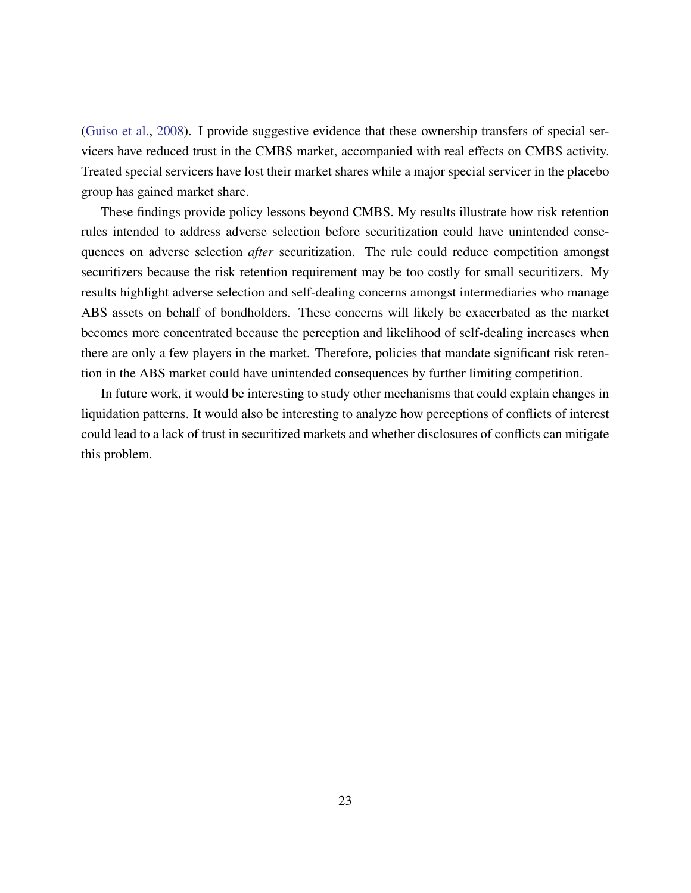(Guiso et al., 2008). I provide suggestive evidence that these ownership transfers of special servicers have reduced trust in the CMBS market, accompanied with real effects on CMBS activity. Treated special servicers have lost their market shares while a major special servicer in the placebo group has gained market share.

These findings provide policy lessons beyond CMBS. My results illustrate how risk retention rules intended to address adverse selection before securitization could have unintended consequences on adverse selection *after* securitization. The rule could reduce competition amongst securitizers because the risk retention requirement may be too costly for small securitizers. My results highlight adverse selection and self-dealing concerns amongst intermediaries who manage ABS assets on behalf of bondholders. These concerns will likely be exacerbated as the market becomes more concentrated because the perception and likelihood of self-dealing increases when there are only a few players in the market. Therefore, policies that mandate significant risk retention in the ABS market could have unintended consequences by further limiting competition.

In future work, it would be interesting to study other mechanisms that could explain changes in liquidation patterns. It would also be interesting to analyze how perceptions of conflicts of interest could lead to a lack of trust in securitized markets and whether disclosures of conflicts can mitigate this problem.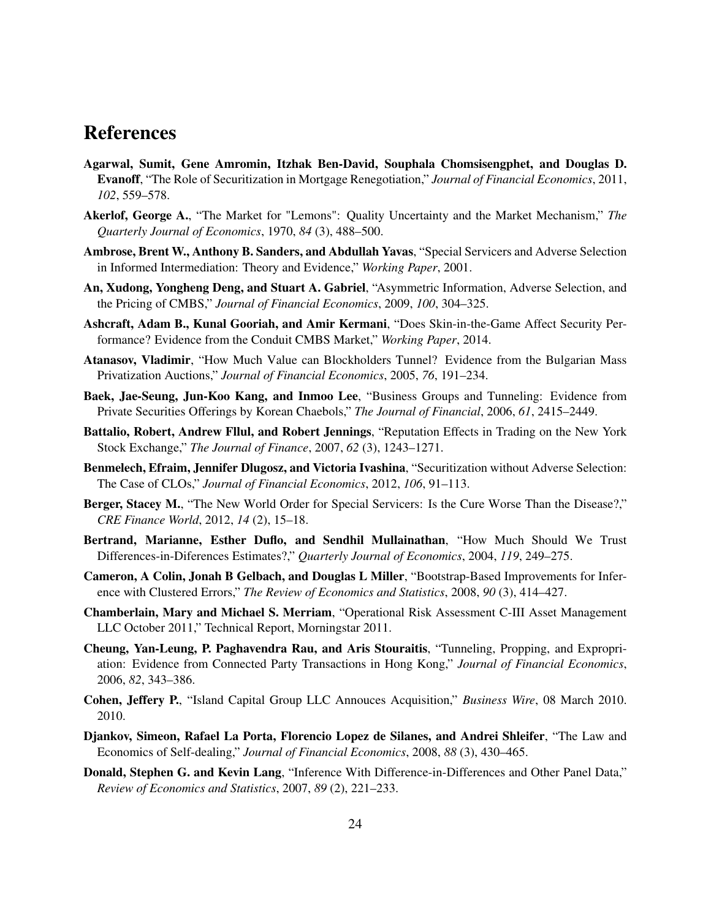# References

**Agarwal, Sumit, Gene Amromin, Itzhak Ben-David, Souphala Chomsisengphet, and Douglas D. Evanoff**, "The Role of Securitization in Mortgage Renegotiation," *Journal of Financial Economics*, 2011, *102*, 559–578.

**Akerlof, George A.**, "The Market for "Lemons": Quality Uncertainty and the Market Mechanism," *The Quarterly Journal of Economics*, 1970, *84* (3), 488–500.

**Ambrose, Brent W., Anthony B. Sanders, and Abdullah Yavas**, "Special Servicers and Adverse Selection in Informed Intermediation: Theory and Evidence," *Working Paper*, 2001.

**An, Xudong, Yongheng Deng, and Stuart A. Gabriel**, "Asymmetric Information, Adverse Selection, and the Pricing of CMBS," *Journal of Financial Economics*, 2009, *100*, 304–325.

**Ashcraft, Adam B., Kunal Gooriah, and Amir Kermani**, "Does Skin-in-the-Game Affect Security Performance? Evidence from the Conduit CMBS Market," *Working Paper*, 2014.

**Atanasov, Vladimir**, "How Much Value can Blockholders Tunnel? Evidence from the Bulgarian Mass Privatization Auctions," *Journal of Financial Economics*, 2005, *76*, 191–234.

**Baek, Jae-Seung, Jun-Koo Kang, and Inmoo Lee**, "Business Groups and Tunneling: Evidence from Private Securities Offerings by Korean Chaebols," *The Journal of Financial*, 2006, *61*, 2415–2449.

**Battalio, Robert, Andrew Fllul, and Robert Jennings**, "Reputation Effects in Trading on the New York Stock Exchange," *The Journal of Finance*, 2007, *62* (3), 1243–1271.

**Benmelech, Efraim, Jennifer Dlugosz, and Victoria Ivashina**, "Securitization without Adverse Selection: The Case of CLOs," *Journal of Financial Economics*, 2012, *106*, 91–113.

**Berger, Stacey M.**, "The New World Order for Special Servicers: Is the Cure Worse Than the Disease?," *CRE Finance World*, 2012, *14* (2), 15–18.

**Bertrand, Marianne, Esther Duflo, and Sendhil Mullainathan**, "How Much Should We Trust Differences-in-Diferences Estimates?," *Quarterly Journal of Economics*, 2004, *119*, 249–275.

**Cameron, A Colin, Jonah B Gelbach, and Douglas L Miller**, "Bootstrap-Based Improvements for Inference with Clustered Errors," *The Review of Economics and Statistics*, 2008, *90* (3), 414–427.

**Chamberlain, Mary and Michael S. Merriam**, "Operational Risk Assessment C-III Asset Management LLC October 2011," Technical Report, Morningstar 2011.

**Cheung, Yan-Leung, P. Paghavendra Rau, and Aris Stouraitis**, "Tunneling, Propping, and Expropriation: Evidence from Connected Party Transactions in Hong Kong," *Journal of Financial Economics*, 2006, *82*, 343–386.

**Cohen, Jeffery P.**, "Island Capital Group LLC Annouces Acquisition," *Business Wire*, 08 March 2010. 2010.

**Djankov, Simeon, Rafael La Porta, Florencio Lopez de Silanes, and Andrei Shleifer**, "The Law and Economics of Self-dealing," *Journal of Financial Economics*, 2008, *88* (3), 430–465.

**Donald, Stephen G. and Kevin Lang**, "Inference With Difference-in-Differences and Other Panel Data," *Review of Economics and Statistics*, 2007, *89* (2), 221–233.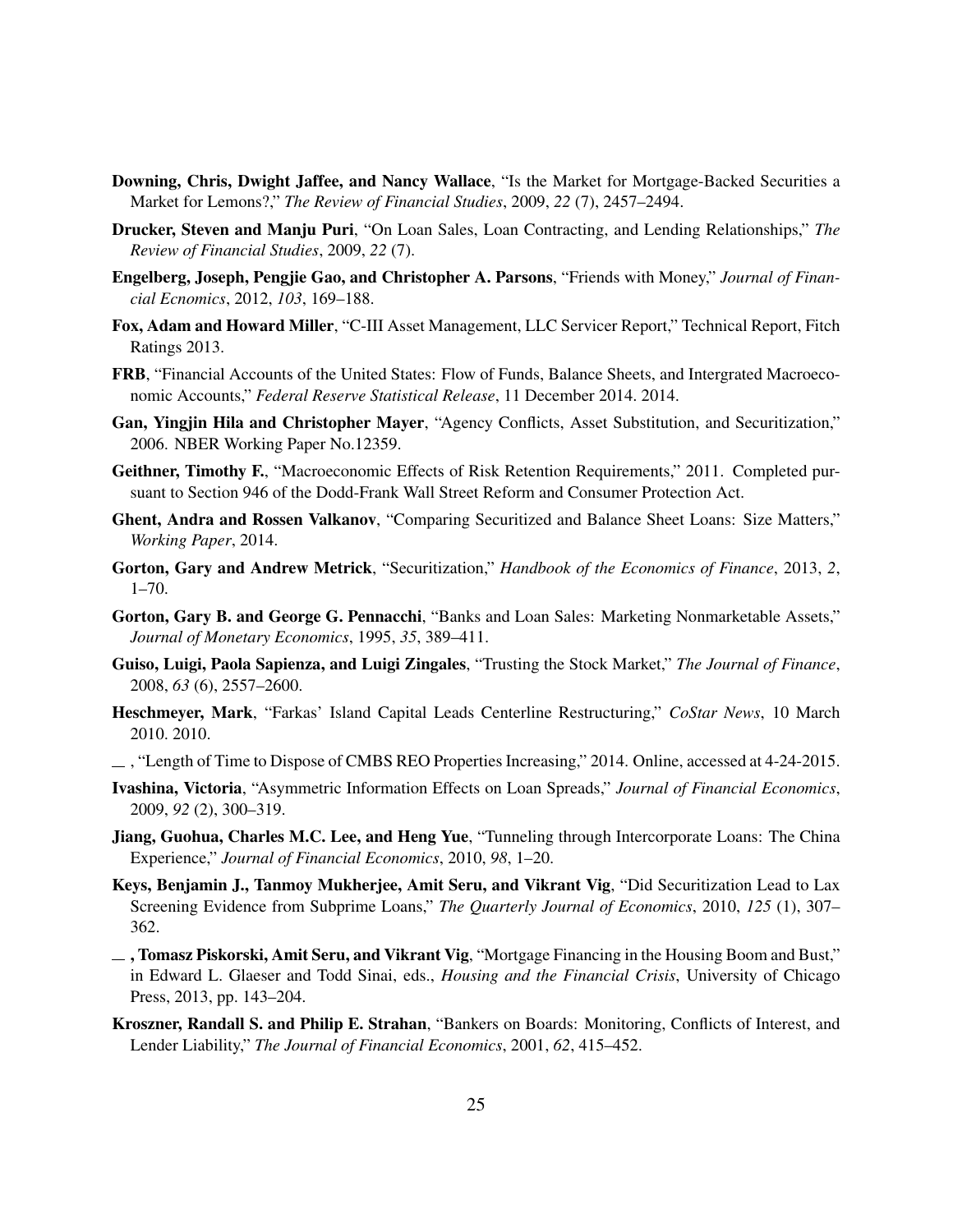**Downing, Chris, Dwight Jaffee, and Nancy Wallace**, "Is the Market for Mortgage-Backed Securities a Market for Lemons?," *The Review of Financial Studies*, 2009, *22* (7), 2457–2494.

**Drucker, Steven and Manju Puri**, "On Loan Sales, Loan Contracting, and Lending Relationships," *The Review of Financial Studies*, 2009, *22* (7).

**Engelberg, Joseph, Pengjie Gao, and Christopher A. Parsons**, "Friends with Money," *Journal of Financial Ecnomics*, 2012, *103*, 169–188.

**Fox, Adam and Howard Miller**, "C-III Asset Management, LLC Servicer Report," Technical Report, Fitch Ratings 2013.

**FRB**, "Financial Accounts of the United States: Flow of Funds, Balance Sheets, and Intergrated Macroeconomic Accounts," *Federal Reserve Statistical Release*, 11 December 2014. 2014.

**Gan, Yingjin Hila and Christopher Mayer**, "Agency Conflicts, Asset Substitution, and Securitization," 2006. NBER Working Paper No.12359.

**Geithner, Timothy F.**, "Macroeconomic Effects of Risk Retention Requirements," 2011. Completed pursuant to Section 946 of the Dodd-Frank Wall Street Reform and Consumer Protection Act.

**Ghent, Andra and Rossen Valkanov**, "Comparing Securitized and Balance Sheet Loans: Size Matters," *Working Paper*, 2014.

**Gorton, Gary and Andrew Metrick**, "Securitization," *Handbook of the Economics of Finance*, 2013, *2*, 1–70.

**Gorton, Gary B. and George G. Pennacchi**, "Banks and Loan Sales: Marketing Nonmarketable Assets," *Journal of Monetary Economics*, 1995, *35*, 389–411.

**Guiso, Luigi, Paola Sapienza, and Luigi Zingales**, "Trusting the Stock Market," *The Journal of Finance*, 2008, *63* (6), 2557–2600.

**Heschmeyer, Mark**, "Farkas' Island Capital Leads Centerline Restructuring," *CoStar News*, 10 March 2010. 2010.

\_\_ , "Length of Time to Dispose of CMBS REO Properties Increasing," 2014. Online, accessed at 4-24-2015.

**Ivashina, Victoria**, "Asymmetric Information Effects on Loan Spreads," *Journal of Financial Economics*, 2009, *92* (2), 300–319.

**Jiang, Guohua, Charles M.C. Lee, and Heng Yue**, "Tunneling through Intercorporate Loans: The China Experience," *Journal of Financial Economics*, 2010, *98*, 1–20.

**Keys, Benjamin J., Tanmoy Mukherjee, Amit Seru, and Vikrant Vig**, "Did Securitization Lead to Lax Screening Evidence from Subprime Loans," *The Quarterly Journal of Economics*, 2010, *125* (1), 307–362.

\_\_ **, Tomasz Piskorski, Amit Seru, and Vikrant Vig**, "Mortgage Financing in the Housing Boom and Bust," in Edward L. Glaeser and Todd Sinai, eds., *Housing and the Financial Crisis*, University of Chicago Press, 2013, pp. 143–204.

**Kroszner, Randall S. and Philip E. Strahan**, "Bankers on Boards: Monitoring, Conflicts of Interest, and Lender Liability," *The Journal of Financial Economics*, 2001, *62*, 415–452.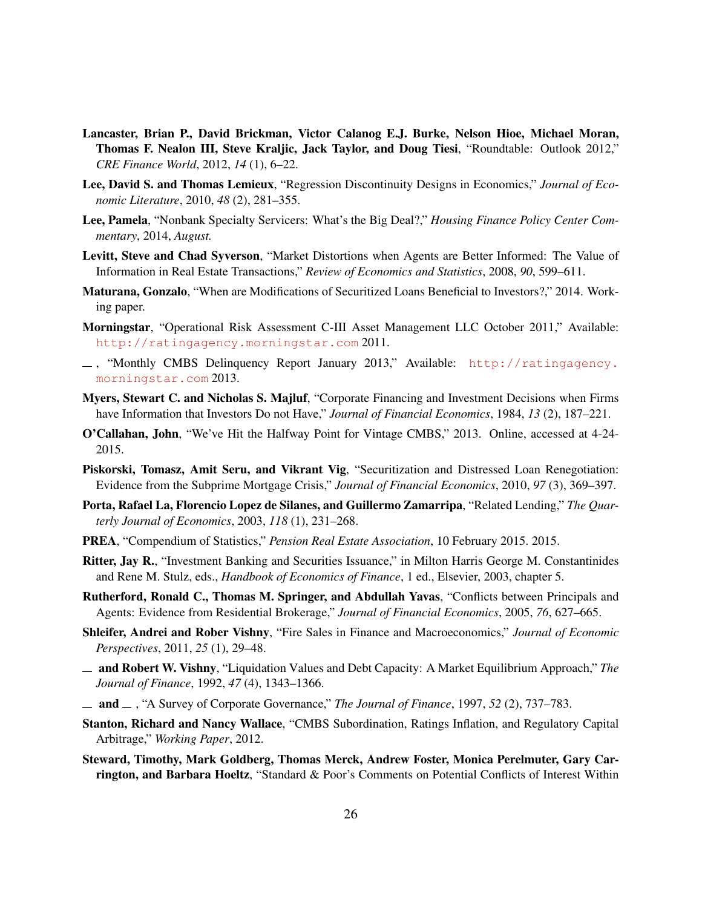**Lancaster, Brian P., David Brickman, Victor Calanog E.J. Burke, Nelson Hioe, Michael Moran, Thomas F. Nealon III, Steve Kraljic, Jack Taylor, and Doug Tiesi**, "Roundtable: Outlook 2012," *CRE Finance World*, 2012, *14* (1), 6–22.

**Lee, David S. and Thomas Lemieux**, "Regression Discontinuity Designs in Economics," *Journal of Economic Literature*, 2010, *48* (2), 281–355.

**Lee, Pamela**, "Nonbank Specialty Servicers: What's the Big Deal?," *Housing Finance Policy Center Commentary*, 2014, *August.*

**Levitt, Steve and Chad Syverson**, "Market Distortions when Agents are Better Informed: The Value of Information in Real Estate Transactions," *Review of Economics and Statistics*, 2008, *90*, 599–611.

**Maturana, Gonzalo**, "When are Modifications of Securitized Loans Beneficial to Investors?," 2014. Working paper.

**Morningstar**, "Operational Risk Assessment C-III Asset Management LLC October 2011," Available: http://ratingagency.morningstar.com 2011.

—, "Monthly CMBS Delinquency Report January 2013," Available: http://ratingagency.morningstar.com 2013.

**Myers, Stewart C. and Nicholas S. Majluf**, "Corporate Financing and Investment Decisions when Firms have Information that Investors Do not Have," *Journal of Financial Economics*, 1984, *13* (2), 187–221.

**O'Callahan, John**, "We've Hit the Halfway Point for Vintage CMBS," 2013. Online, accessed at 4-24-2015.

**Piskorski, Tomasz, Amit Seru, and Vikrant Vig**, "Securitization and Distressed Loan Renegotiation: Evidence from the Subprime Mortgage Crisis," *Journal of Financial Economics*, 2010, *97* (3), 369–397.

**Porta, Rafael La, Florencio Lopez de Silanes, and Guillermo Zamarripa**, "Related Lending," *The Quarterly Journal of Economics*, 2003, *118* (1), 231–268.

**PREA**, "Compendium of Statistics," *Pension Real Estate Association*, 10 February 2015. 2015.

**Ritter, Jay R.**, "Investment Banking and Securities Issuance," in Milton Harris George M. Constantinides and Rene M. Stulz, eds., *Handbook of Economics of Finance*, 1 ed., Elsevier, 2003, chapter 5.

**Rutherford, Ronald C., Thomas M. Springer, and Abdullah Yavas**, "Conflicts between Principals and Agents: Evidence from Residential Brokerage," *Journal of Financial Economics*, 2005, *76*, 627–665.

**Shleifer, Andrei and Rober Vishny**, "Fire Sales in Finance and Macroeconomics," *Journal of Economic Perspectives*, 2011, *25* (1), 29–48.

— **and Robert W. Vishny**, "Liquidation Values and Debt Capacity: A Market Equilibrium Approach," *The Journal of Finance*, 1992, *47* (4), 1343–1366.

— **and** — , "A Survey of Corporate Governance," *The Journal of Finance*, 1997, *52* (2), 737–783.

**Stanton, Richard and Nancy Wallace**, "CMBS Subordination, Ratings Inflation, and Regulatory Capital Arbitrage," *Working Paper*, 2012.

**Steward, Timothy, Mark Goldberg, Thomas Merck, Andrew Foster, Monica Perelmuter, Gary Carrington, and Barbara Hoeltz**, "Standard & Poor's Comments on Potential Conflicts of Interest Within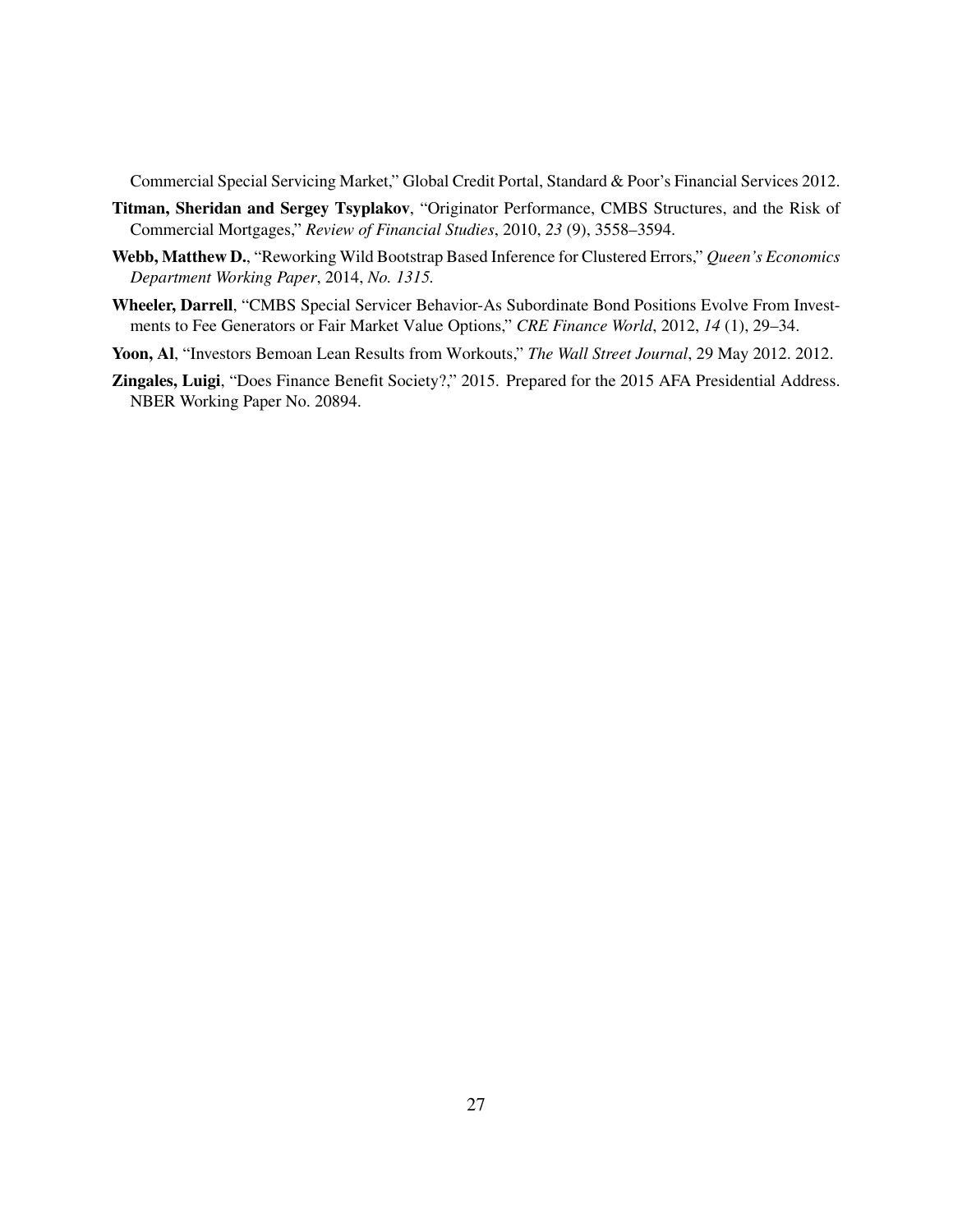Commercial Special Servicing Market," Global Credit Portal, Standard & Poor's Financial Services 2012.

**Titman, Sheridan and Sergey Tsyplakov**, "Originator Performance, CMBS Structures, and the Risk of Commercial Mortgages," *Review of Financial Studies*, 2010, *23* (9), 3558–3594.

**Webb, Matthew D.**, "Reworking Wild Bootstrap Based Inference for Clustered Errors," *Queen's Economics Department Working Paper*, 2014, *No. 1315.*

**Wheeler, Darrell**, "CMBS Special Servicer Behavior-As Subordinate Bond Positions Evolve From Investments to Fee Generators or Fair Market Value Options," *CRE Finance World*, 2012, *14* (1), 29–34.

**Yoon, Al**, "Investors Bemoan Lean Results from Workouts," *The Wall Street Journal*, 29 May 2012. 2012.

**Zingales, Luigi**, "Does Finance Benefit Society?," 2015. Prepared for the 2015 AFA Presidential Address. NBER Working Paper No. 20894.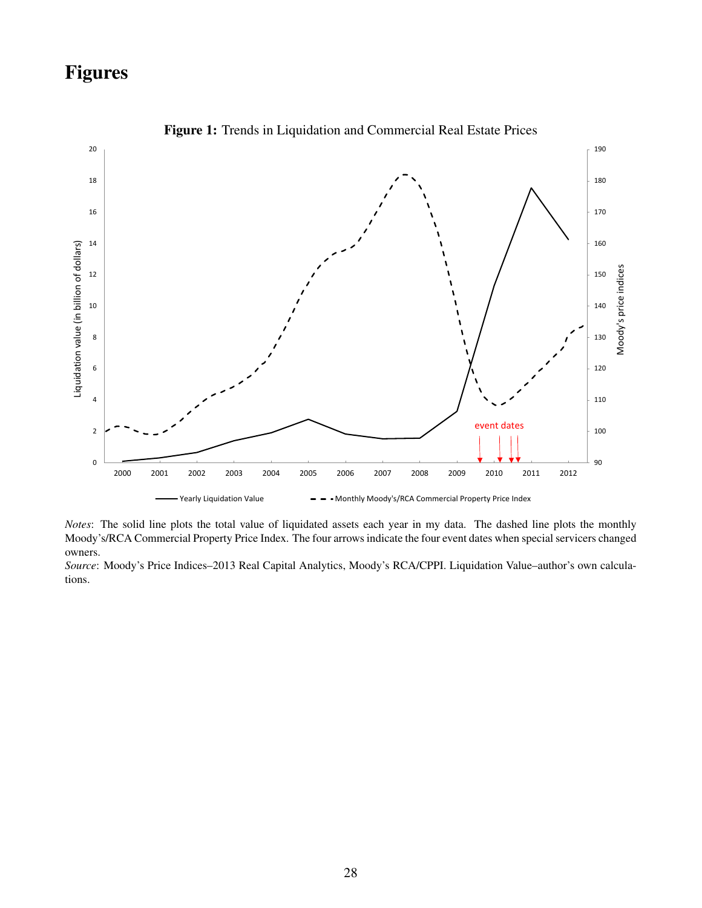# Figures

**Figure 1:** Trends in Liquidation and Commercial Real Estate Prices

*Notes*: The solid line plots the total value of liquidated assets each year in my data. The dashed line plots the monthly Moody's/RCA Commercial Property Price Index. The four arrows indicate the four event dates when special servicers changed owners.

*Source*: Moody's Price Indices–2013 Real Capital Analytics, Moody's RCA/CPPI. Liquidation Value–author's own calculations.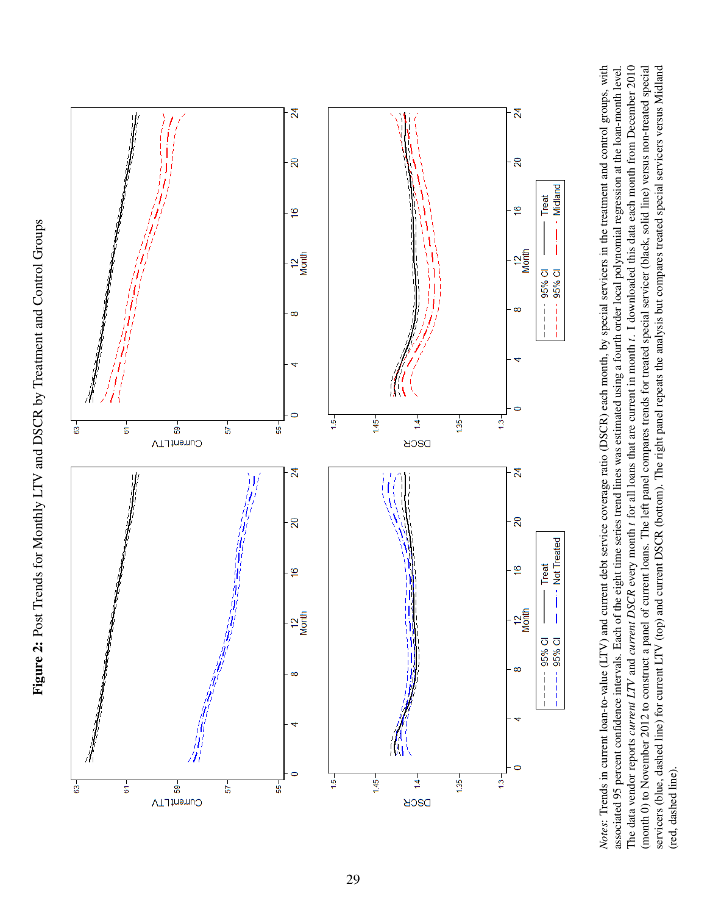**Figure 2:** Post Trends for Monthly LTV and DSCR by Treatment and Control Groups

*Notes*: Trends in current loan-to-value (LTV) and current debt service coverage ratio (DSCR) each month, by special servicers in the treatment and control groups, with associated 95 percent confidence intervals. Each of the eight time series trend lines was estimated using a fourth order local polynomial regression at the loan-month level. The data vendor reports *current LTV* and *current DSCR* every month $t$ for all loans that are current in month $t$. I downloaded this data each month from December 2010 (month 0) to November 2012 to construct a panel of current loans. The left panel compares trends for treated special servicer (black, solid line) versus non-treated special servicers (blue, dashed line) for current LTV (top) and current DSCR (bottom). The right panel repeats the analysis but compares treated special servicers versus Midland (red, dashed line).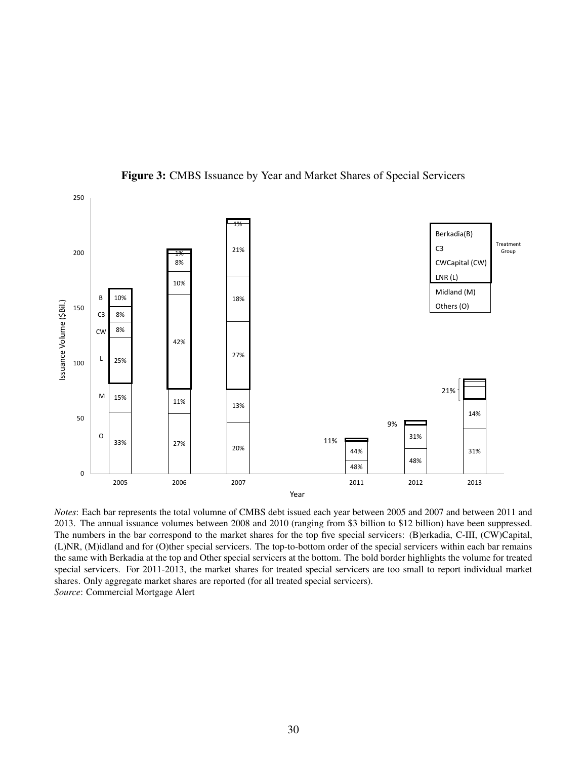**Figure 3:** CMBS Issuance by Year and Market Shares of Special Servicers

*Notes*: Each bar represents the total volumne of CMBS debt issued each year between 2005 and 2007 and between 2011 and 2013. The annual issuance volumes between 2008 and 2010 (ranging from \$3 billion to \$12 billion) have been suppressed. The numbers in the bar correspond to the market shares for the top five special servicers: (B)erkadia, C-III, (CW)Capital, (L)NR, (M)idland and for (O)ther special servicers. The top-to-bottom order of the special servicers within each bar remains the same with Berkadia at the top and Other special servicers at the bottom. The bold border highlights the volume for treated special servicers. For 2011-2013, the market shares for treated special servicers are too small to report individual market shares. Only aggregate market shares are reported (for all treated special servicers).
*Source*: Commercial Mortgage Alert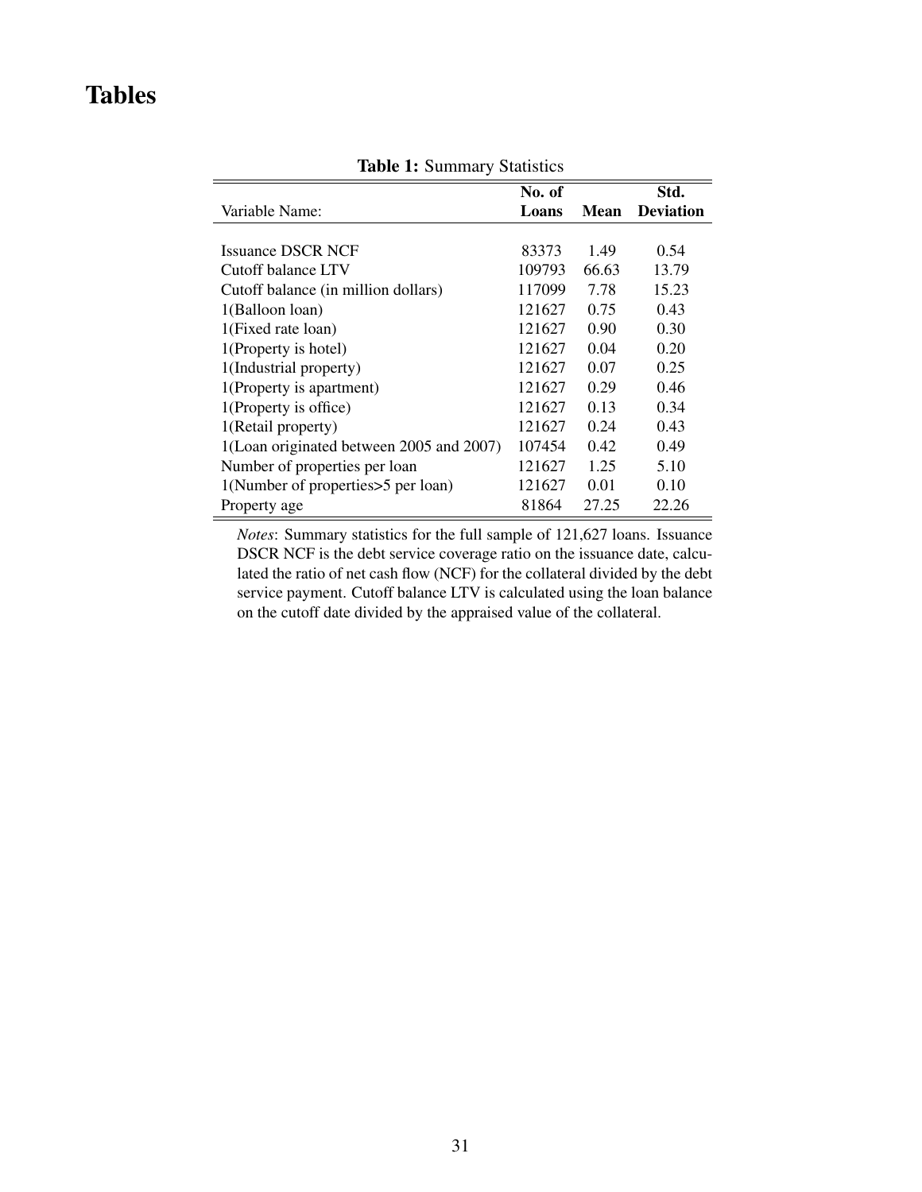# Tables

**Table 1:** Summary Statistics

| Variable Name: | No. of Loans | Mean | Std. Deviation |
|---|---|---|---|
| Issuance DSCR NCF | 83373 | 1.49 | 0.54 |
| Cutoff balance LTV | 109793 | 66.63 | 13.79 |
| Cutoff balance (in million dollars) | 117099 | 7.78 | 15.23 |
| 1(Balloon loan) | 121627 | 0.75 | 0.43 |
| 1(Fixed rate loan) | 121627 | 0.90 | 0.30 |
| 1(Property is hotel) | 121627 | 0.04 | 0.20 |
| 1(Industrial property) | 121627 | 0.07 | 0.25 |
| 1(Property is apartment) | 121627 | 0.29 | 0.46 |
| 1(Property is office) | 121627 | 0.13 | 0.34 |
| 1(Retail property) | 121627 | 0.24 | 0.43 |
| 1(Loan originated between 2005 and 2007) | 107454 | 0.42 | 0.49 |
| Number of properties per loan | 121627 | 1.25 | 5.10 |
| 1(Number of properties>5 per loan) | 121627 | 0.01 | 0.10 |
| Property age | 81864 | 27.25 | 22.26 |

*Notes*: Summary statistics for the full sample of 121,627 loans. Issuance DSCR NCF is the debt service coverage ratio on the issuance date, calculated the ratio of net cash flow (NCF) for the collateral divided by the debt service payment. Cutoff balance LTV is calculated using the loan balance on the cutoff date divided by the appraised value of the collateral.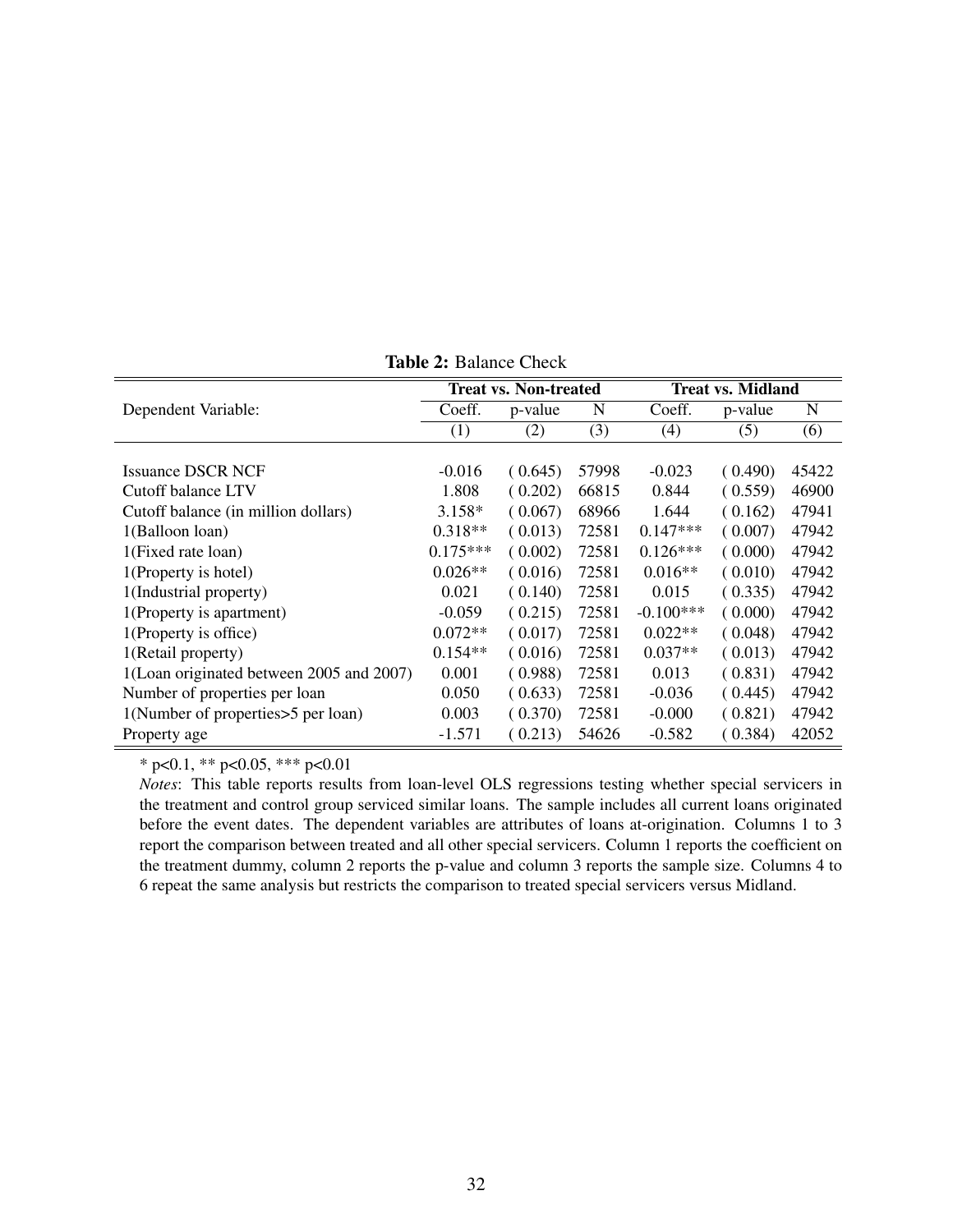**Table 2:** Balance Check

| Dependent Variable: | Treat vs. Non-treated | | | Treat vs. Midland | | |
|---|---|---|---|---|---|---|
| | Coeff. | p-value | N | Coeff. | p-value | N |
| | (1) | (2) | (3) | (4) | (5) | (6) |
| Issuance DSCR NCF | -0.016 | ( 0.645) | 57998 | -0.023 | ( 0.490) | 45422 |
| Cutoff balance LTV | 1.808 | ( 0.202) | 66815 | 0.844 | ( 0.559) | 46900 |
| Cutoff balance (in million dollars) | 3.158* | ( 0.067) | 68966 | 1.644 | ( 0.162) | 47941 |
| 1(Balloon loan) | 0.318** | ( 0.013) | 72581 | 0.147*** | ( 0.007) | 47942 |
| 1(Fixed rate loan) | 0.175*** | ( 0.002) | 72581 | 0.126*** | ( 0.000) | 47942 |
| 1(Property is hotel) | 0.026** | ( 0.016) | 72581 | 0.016** | ( 0.010) | 47942 |
| 1(Industrial property) | 0.021 | ( 0.140) | 72581 | 0.015 | ( 0.335) | 47942 |
| 1(Property is apartment) | -0.059 | ( 0.215) | 72581 | -0.100*** | ( 0.000) | 47942 |
| 1(Property is office) | 0.072** | ( 0.017) | 72581 | 0.022** | ( 0.048) | 47942 |
| 1(Retail property) | 0.154** | ( 0.016) | 72581 | 0.037** | ( 0.013) | 47942 |
| 1(Loan originated between 2005 and 2007) | 0.001 | ( 0.988) | 72581 | 0.013 | ( 0.831) | 47942 |
| Number of properties per loan | 0.050 | ( 0.633) | 72581 | -0.036 | ( 0.445) | 47942 |
| 1(Number of properties>5 per loan) | 0.003 | ( 0.370) | 72581 | -0.000 | ( 0.821) | 47942 |
| Property age | -1.571 | ( 0.213) | 54626 | -0.582 | ( 0.384) | 42052 |

* p<0.1, ** p<0.05, *** p<0.01

*Notes*: This table reports results from loan-level OLS regressions testing whether special servicers in the treatment and control group serviced similar loans. The sample includes all current loans originated before the event dates. The dependent variables are attributes of loans at-origination. Columns 1 to 3 report the comparison between treated and all other special servicers. Column 1 reports the coefficient on the treatment dummy, column 2 reports the p-value and column 3 reports the sample size. Columns 4 to 6 repeat the same analysis but restricts the comparison to treated special servicers versus Midland.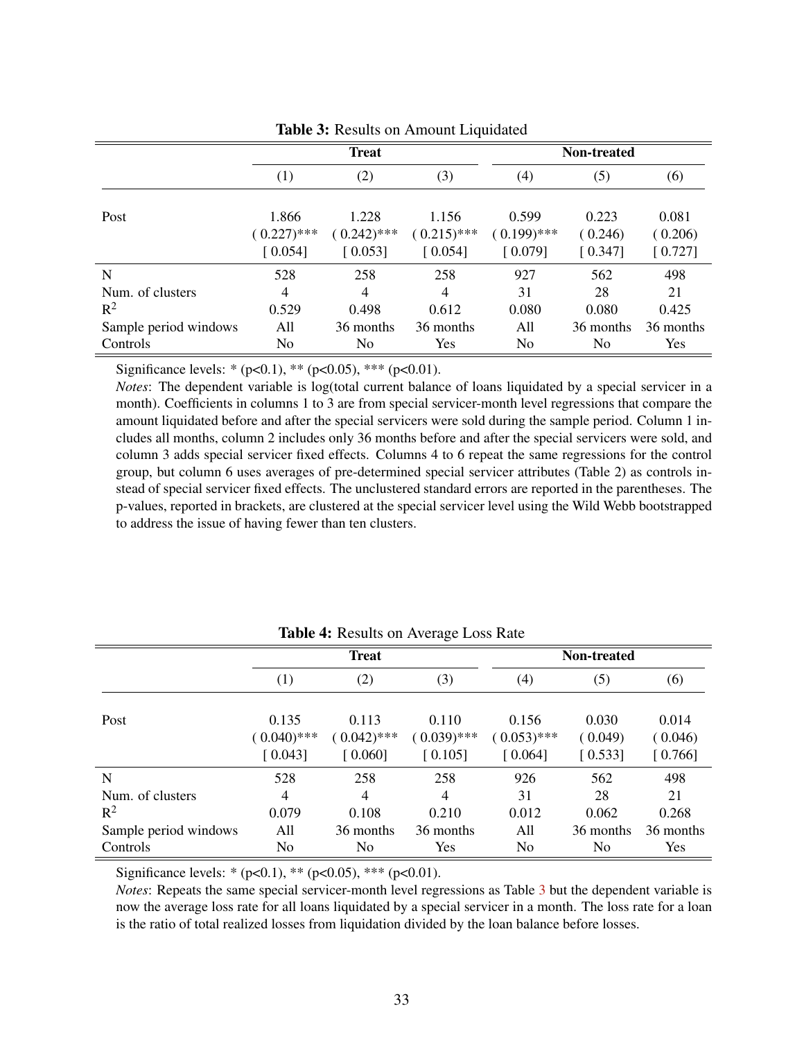**Table 3:** Results on Amount Liquidated

| | Treat | | | Non-treated | | |
|---|---|---|---|---|---|---|
| | (1) | (2) | (3) | (4) | (5) | (6) |
| Post | 1.866 | 1.228 | 1.156 | 0.599 | 0.223 | 0.081 |
| | ( 0.227)*** | ( 0.242)*** | ( 0.215)*** | ( 0.199)*** | ( 0.246) | ( 0.206) |
| | [ 0.054] | [ 0.053] | [ 0.054] | [ 0.079] | [ 0.347] | [ 0.727] |
| N | 528 | 258 | 258 | 927 | 562 | 498 |
| Num. of clusters | 4 | 4 | 4 | 31 | 28 | 21 |
| $R^2$ | 0.529 | 0.498 | 0.612 | 0.080 | 0.080 | 0.425 |
| Sample period windows | All | 36 months | 36 months | All | 36 months | 36 months |
| Controls | No | No | Yes | No | No | Yes |

Significance levels: * (p<0.1), ** (p<0.05), *** (p<0.01).

*Notes*: The dependent variable is log(total current balance of loans liquidated by a special servicer in a month). Coefficients in columns 1 to 3 are from special servicer-month level regressions that compare the amount liquidated before and after the special servicers were sold during the sample period. Column 1 includes all months, column 2 includes only 36 months before and after the special servicers were sold, and column 3 adds special servicer fixed effects. Columns 4 to 6 repeat the same regressions for the control group, but column 6 uses averages of pre-determined special servicer attributes (Table 2) as controls instead of special servicer fixed effects. The unclustered standard errors are reported in the parentheses. The p-values, reported in brackets, are clustered at the special servicer level using the Wild Webb bootstrapped to address the issue of having fewer than ten clusters.

**Table 4:** Results on Average Loss Rate

| | Treat | | | Non-treated | | |
|---|---|---|---|---|---|---|
| | (1) | (2) | (3) | (4) | (5) | (6) |
| Post | 0.135 | 0.113 | 0.110 | 0.156 | 0.030 | 0.014 |
| | ( 0.040)*** | ( 0.042)*** | ( 0.039)*** | ( 0.053)*** | ( 0.049) | ( 0.046) |
| | [ 0.043] | [ 0.060] | [ 0.105] | [ 0.064] | [ 0.533] | [ 0.766] |
| N | 528 | 258 | 258 | 926 | 562 | 498 |
| Num. of clusters | 4 | 4 | 4 | 31 | 28 | 21 |
| $R^2$ | 0.079 | 0.108 | 0.210 | 0.012 | 0.062 | 0.268 |
| Sample period windows | All | 36 months | 36 months | All | 36 months | 36 months |
| Controls | No | No | Yes | No | No | Yes |

Significance levels: * (p<0.1), ** (p<0.05), *** (p<0.01).

*Notes*: Repeats the same special servicer-month level regressions as Table 3 but the dependent variable is now the average loss rate for all loans liquidated by a special servicer in a month. The loss rate for a loan is the ratio of total realized losses from liquidation divided by the loan balance before losses.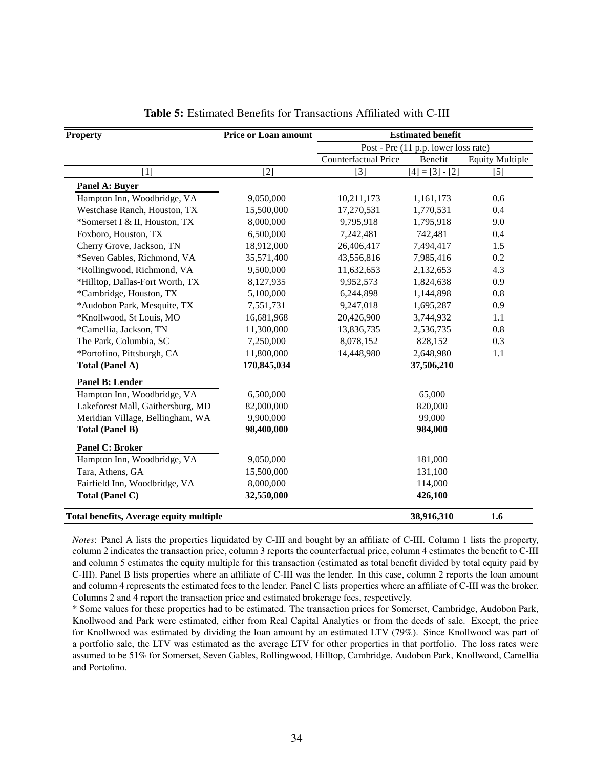**Table 5:** Estimated Benefits for Transactions Affiliated with C-III

| Property | Price or Loan amount | Estimated benefit | | |
|---|---|---|---|---|
| | | Post - Pre (11 p.p. lower loss rate) | | |
| | | Counterfactual Price | Benefit | Equity Multiple |
| [1] | [2] | [3] | [4] = [3] - [2] | [5] |
| **Panel A: Buyer** | | | | |
| Hampton Inn, Woodbridge, VA | 9,050,000 | 10,211,173 | 1,161,173 | 0.6 |
| Westchase Ranch, Houston, TX | 15,500,000 | 17,270,531 | 1,770,531 | 0.4 |
| *Somerset I & II, Houston, TX | 8,000,000 | 9,795,918 | 1,795,918 | 9.0 |
| Foxboro, Houston, TX | 6,500,000 | 7,242,481 | 742,481 | 0.4 |
| Cherry Grove, Jackson, TN | 18,912,000 | 26,406,417 | 7,494,417 | 1.5 |
| *Seven Gables, Richmond, VA | 35,571,400 | 43,556,816 | 7,985,416 | 0.2 |
| *Rollingwood, Richmond, VA | 9,500,000 | 11,632,653 | 2,132,653 | 4.3 |
| *Hilltop, Dallas-Fort Worth, TX | 8,127,935 | 9,952,573 | 1,824,638 | 0.9 |
| *Cambridge, Houston, TX | 5,100,000 | 6,244,898 | 1,144,898 | 0.8 |
| *Audobon Park, Mesquite, TX | 7,551,731 | 9,247,018 | 1,695,287 | 0.9 |
| *Knollwood, St Louis, MO | 16,681,968 | 20,426,900 | 3,744,932 | 1.1 |
| *Camellia, Jackson, TN | 11,300,000 | 13,836,735 | 2,536,735 | 0.8 |
| The Park, Columbia, SC | 7,250,000 | 8,078,152 | 828,152 | 0.3 |
| *Portofino, Pittsburgh, CA | 11,800,000 | 14,448,980 | 2,648,980 | 1.1 |
| **Total (Panel A)** | **170,845,034** | | **37,506,210** | |
| **Panel B: Lender** | | | | |
| Hampton Inn, Woodbridge, VA | 6,500,000 | | 65,000 | |
| Lakeforest Mall, Gaithersburg, MD | 82,000,000 | | 820,000 | |
| Meridian Village, Bellingham, WA | 9,900,000 | | 99,000 | |
| **Total (Panel B)** | **98,400,000** | | **984,000** | |
| **Panel C: Broker** | | | | |
| Hampton Inn, Woodbridge, VA | 9,050,000 | | 181,000 | |
| Tara, Athens, GA | 15,500,000 | | 131,100 | |
| Fairfield Inn, Woodbridge, VA | 8,000,000 | | 114,000 | |
| **Total (Panel C)** | **32,550,000** | | **426,100** | |
| **Total benefits, Average equity multiple** | | | **38,916,310** | **1.6** |

*Notes*: Panel A lists the properties liquidated by C-III and bought by an affiliate of C-III. Column 1 lists the property, column 2 indicates the transaction price, column 3 reports the counterfactual price, column 4 estimates the benefit to C-III and column 5 estimates the equity multiple for this transaction (estimated as total benefit divided by total equity paid by C-III). Panel B lists properties where an affiliate of C-III was the lender. In this case, column 2 reports the loan amount and column 4 represents the estimated fees to the lender. Panel C lists properties where an affiliate of C-III was the broker. Columns 2 and 4 report the transaction price and estimated brokerage fees, respectively.

* Some values for these properties had to be estimated. The transaction prices for Somerset, Cambridge, Audobon Park, Knollwood and Park were estimated, either from Real Capital Analytics or from the deeds of sale. Except, the price for Knollwood was estimated by dividing the loan amount by an estimated LTV (79%). Since Knollwood was part of a portfolio sale, the LTV was estimated as the average LTV for other properties in that portfolio. The loss rates were assumed to be 51% for Somerset, Seven Gables, Rollingwood, Hilltop, Cambridge, Audobon Park, Knollwood, Camellia and Portofino.